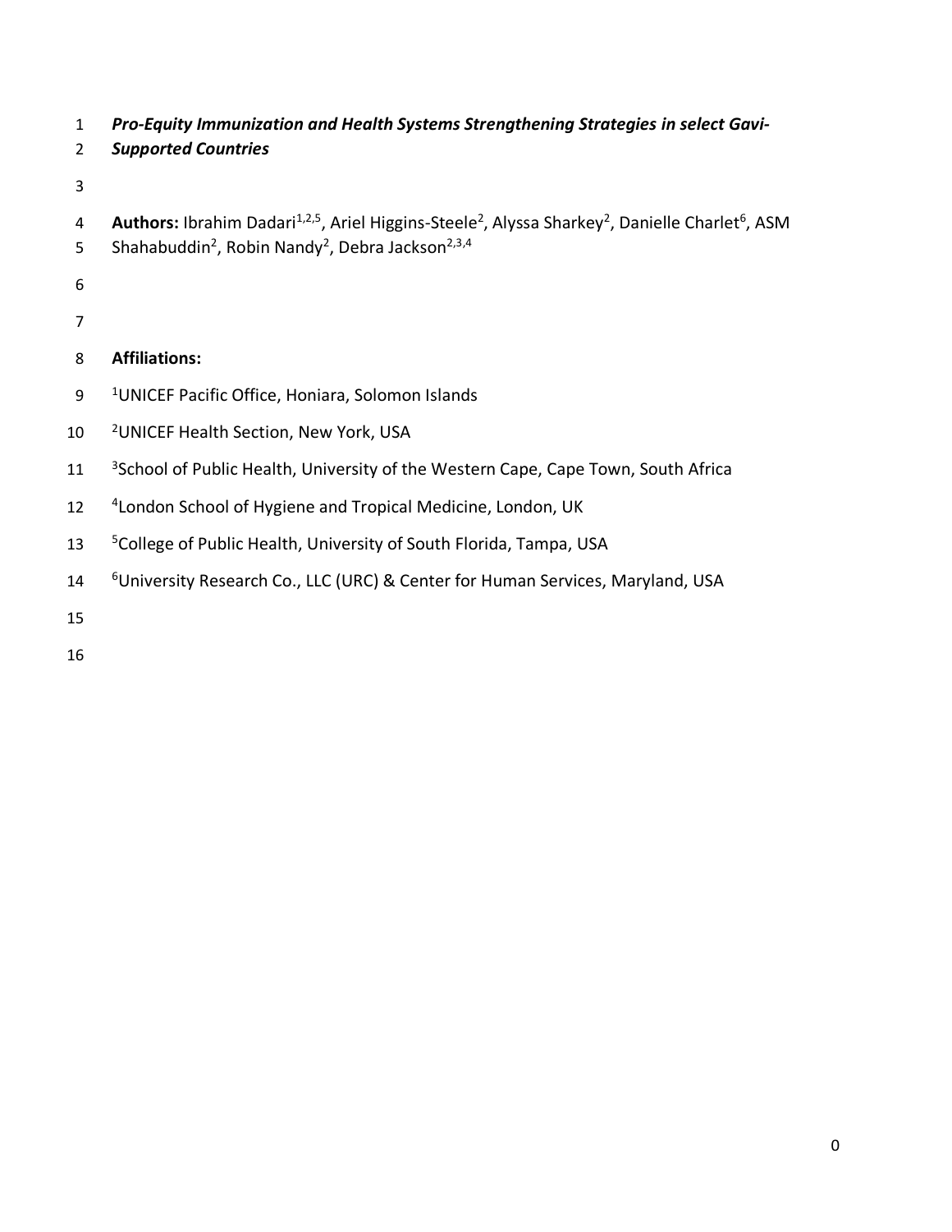# ***Pro-Equity Immunization and Health Systems Strengthening Strategies in select Gavi-Supported Countries***

**Authors:** Ibrahim Dadari[1,2,5], Ariel Higgins-Steele[2], Alyssa Sharkey[2], Danielle Charlet[6], ASM Shahabuddin[2], Robin Nandy[2], Debra Jackson[2,3,4]

**Affiliations:**

[1]UNICEF Pacific Office, Honiara, Solomon Islands

[2]UNICEF Health Section, New York, USA

[3]School of Public Health, University of the Western Cape, Cape Town, South Africa

[4]London School of Hygiene and Tropical Medicine, London, UK

[5]College of Public Health, University of South Florida, Tampa, USA

[6]University Research Co., LLC (URC) & Center for Human Services, Maryland, USA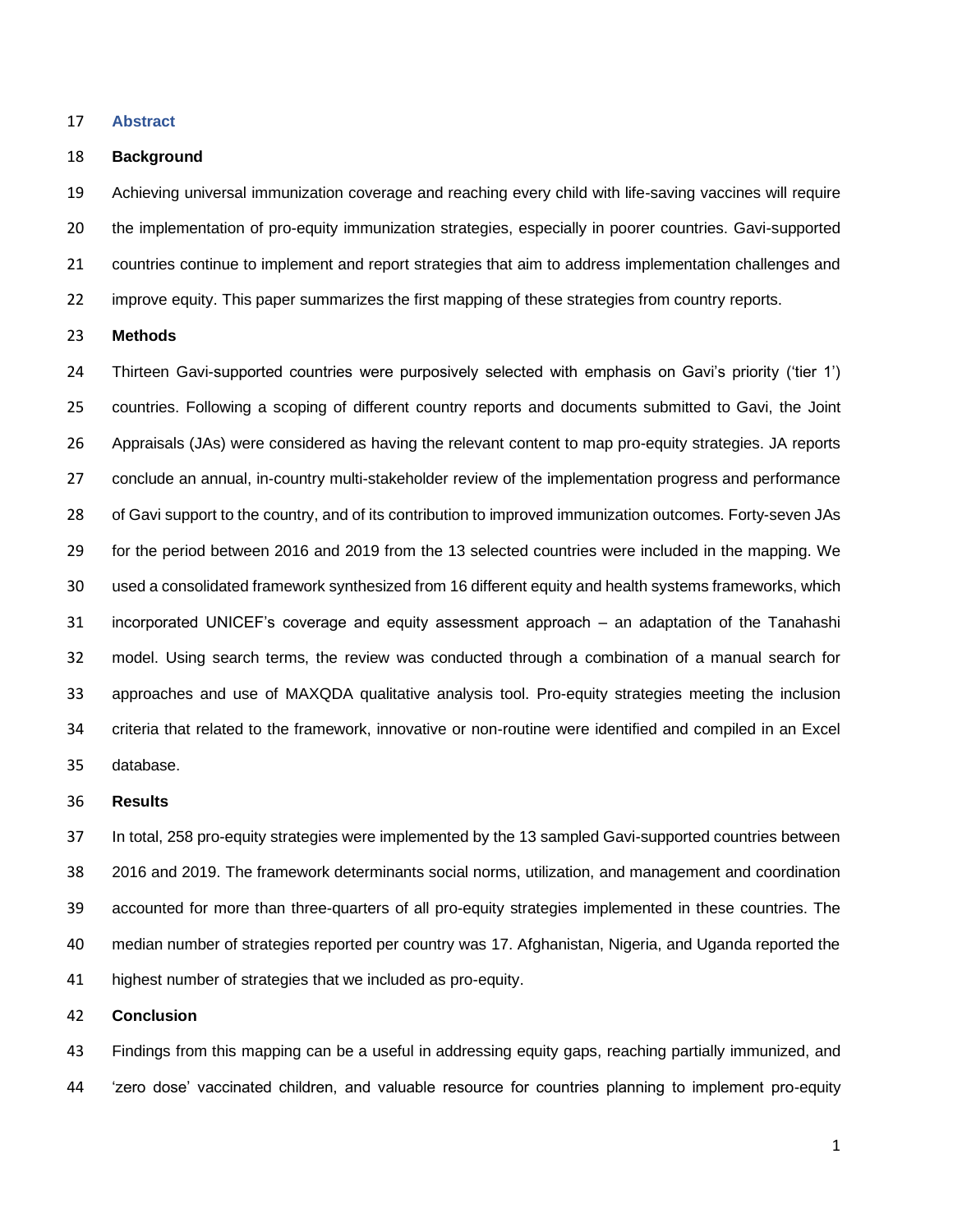## Abstract

### Background

Achieving universal immunization coverage and reaching every child with life-saving vaccines will require the implementation of pro-equity immunization strategies, especially in poorer countries. Gavi-supported countries continue to implement and report strategies that aim to address implementation challenges and improve equity. This paper summarizes the first mapping of these strategies from country reports.

### Methods

Thirteen Gavi-supported countries were purposively selected with emphasis on Gavi's priority ('tier 1') countries. Following a scoping of different country reports and documents submitted to Gavi, the Joint Appraisals (JAs) were considered as having the relevant content to map pro-equity strategies. JA reports conclude an annual, in-country multi-stakeholder review of the implementation progress and performance of Gavi support to the country, and of its contribution to improved immunization outcomes. Forty-seven JAs for the period between 2016 and 2019 from the 13 selected countries were included in the mapping. We used a consolidated framework synthesized from 16 different equity and health systems frameworks, which incorporated UNICEF's coverage and equity assessment approach – an adaptation of the Tanahashi model. Using search terms, the review was conducted through a combination of a manual search for approaches and use of MAXQDA qualitative analysis tool. Pro-equity strategies meeting the inclusion criteria that related to the framework, innovative or non-routine were identified and compiled in an Excel database.

### Results

In total, 258 pro-equity strategies were implemented by the 13 sampled Gavi-supported countries between 2016 and 2019. The framework determinants social norms, utilization, and management and coordination accounted for more than three-quarters of all pro-equity strategies implemented in these countries. The median number of strategies reported per country was 17. Afghanistan, Nigeria, and Uganda reported the highest number of strategies that we included as pro-equity.

### Conclusion

Findings from this mapping can be a useful in addressing equity gaps, reaching partially immunized, and 'zero dose' vaccinated children, and valuable resource for countries planning to implement pro-equity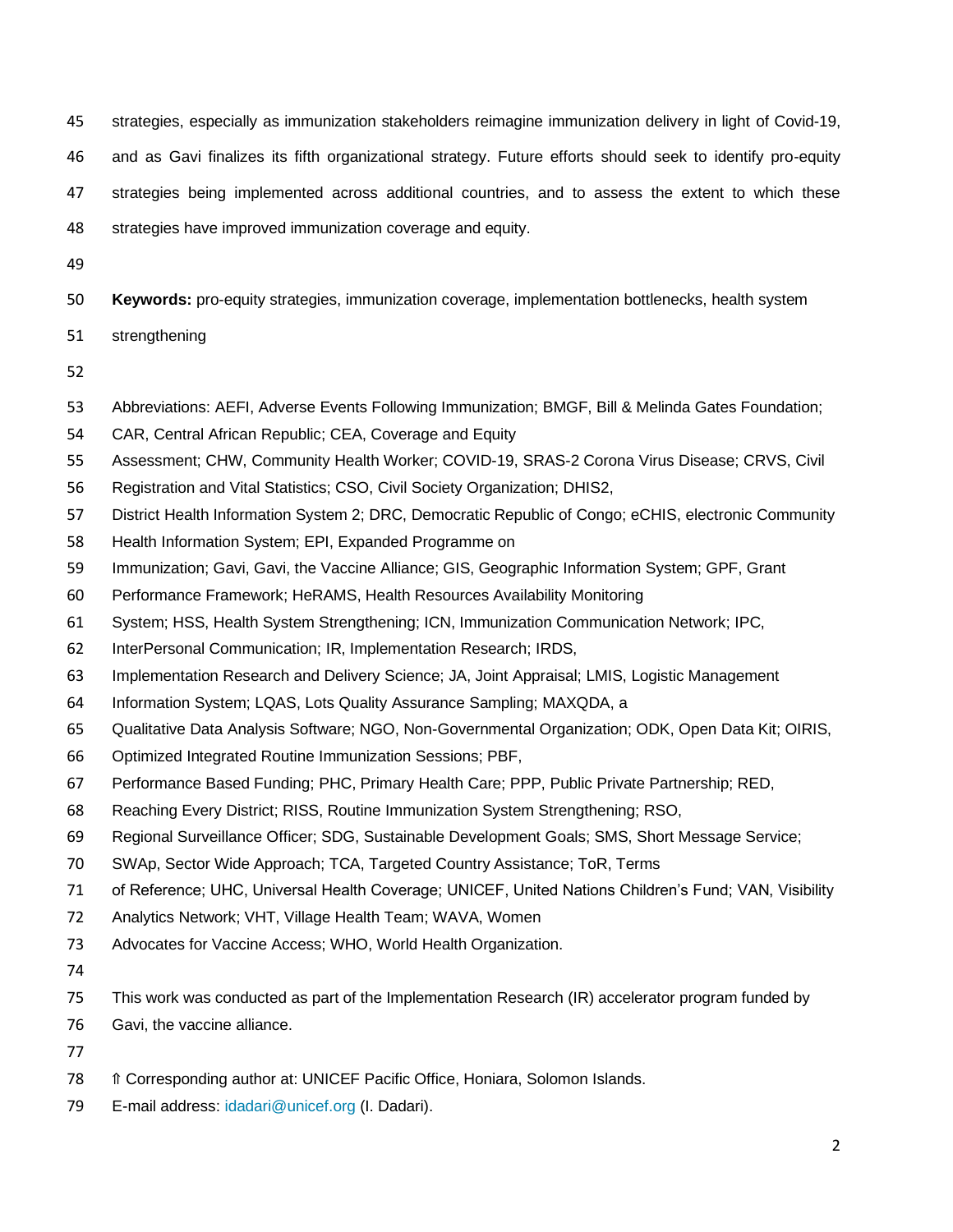strategies, especially as immunization stakeholders reimagine immunization delivery in light of Covid-19, and as Gavi finalizes its fifth organizational strategy. Future efforts should seek to identify pro-equity strategies being implemented across additional countries, and to assess the extent to which these strategies have improved immunization coverage and equity.

**Keywords:** pro-equity strategies, immunization coverage, implementation bottlenecks, health system strengthening

Abbreviations: AEFI, Adverse Events Following Immunization; BMGF, Bill & Melinda Gates Foundation; CAR, Central African Republic; CEA, Coverage and Equity Assessment; CHW, Community Health Worker; COVID-19, SRAS-2 Corona Virus Disease; CRVS, Civil Registration and Vital Statistics; CSO, Civil Society Organization; DHIS2, District Health Information System 2; DRC, Democratic Republic of Congo; eCHIS, electronic Community Health Information System; EPI, Expanded Programme on Immunization; Gavi, Gavi, the Vaccine Alliance; GIS, Geographic Information System; GPF, Grant Performance Framework; HeRAMS, Health Resources Availability Monitoring System; HSS, Health System Strengthening; ICN, Immunization Communication Network; IPC, InterPersonal Communication; IR, Implementation Research; IRDS, Implementation Research and Delivery Science; JA, Joint Appraisal; LMIS, Logistic Management Information System; LQAS, Lots Quality Assurance Sampling; MAXQDA, a Qualitative Data Analysis Software; NGO, Non-Governmental Organization; ODK, Open Data Kit; OIRIS, Optimized Integrated Routine Immunization Sessions; PBF, Performance Based Funding; PHC, Primary Health Care; PPP, Public Private Partnership; RED, Reaching Every District; RISS, Routine Immunization System Strengthening; RSO, Regional Surveillance Officer; SDG, Sustainable Development Goals; SMS, Short Message Service; SWAp, Sector Wide Approach; TCA, Targeted Country Assistance; ToR, Terms of Reference; UHC, Universal Health Coverage; UNICEF, United Nations Children's Fund; VAN, Visibility Analytics Network; VHT, Village Health Team; WAVA, Women Advocates for Vaccine Access; WHO, World Health Organization.

This work was conducted as part of the Implementation Research (IR) accelerator program funded by Gavi, the vaccine alliance.

⇑ Corresponding author at: UNICEF Pacific Office, Honiara, Solomon Islands.

E-mail address: idadari@unicef.org (I. Dadari).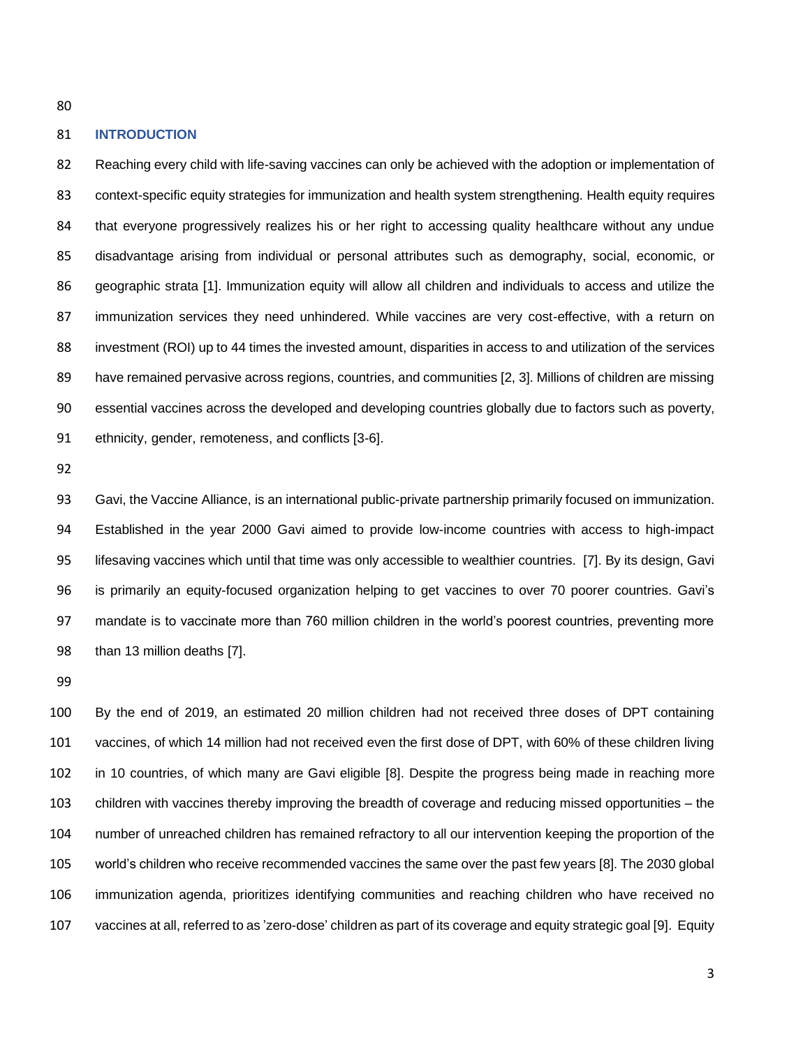## INTRODUCTION

Reaching every child with life-saving vaccines can only be achieved with the adoption or implementation of context-specific equity strategies for immunization and health system strengthening. Health equity requires that everyone progressively realizes his or her right to accessing quality healthcare without any undue disadvantage arising from individual or personal attributes such as demography, social, economic, or geographic strata [1]. Immunization equity will allow all children and individuals to access and utilize the immunization services they need unhindered. While vaccines are very cost-effective, with a return on investment (ROI) up to 44 times the invested amount, disparities in access to and utilization of the services have remained pervasive across regions, countries, and communities [2, 3]. Millions of children are missing essential vaccines across the developed and developing countries globally due to factors such as poverty, ethnicity, gender, remoteness, and conflicts [3-6].

Gavi, the Vaccine Alliance, is an international public-private partnership primarily focused on immunization. Established in the year 2000 Gavi aimed to provide low-income countries with access to high-impact lifesaving vaccines which until that time was only accessible to wealthier countries. [7]. By its design, Gavi is primarily an equity-focused organization helping to get vaccines to over 70 poorer countries. Gavi's mandate is to vaccinate more than 760 million children in the world's poorest countries, preventing more than 13 million deaths [7].

By the end of 2019, an estimated 20 million children had not received three doses of DPT containing vaccines, of which 14 million had not received even the first dose of DPT, with 60% of these children living in 10 countries, of which many are Gavi eligible [8]. Despite the progress being made in reaching more children with vaccines thereby improving the breadth of coverage and reducing missed opportunities – the number of unreached children has remained refractory to all our intervention keeping the proportion of the world's children who receive recommended vaccines the same over the past few years [8]. The 2030 global immunization agenda, prioritizes identifying communities and reaching children who have received no vaccines at all, referred to as 'zero-dose' children as part of its coverage and equity strategic goal [9]. Equity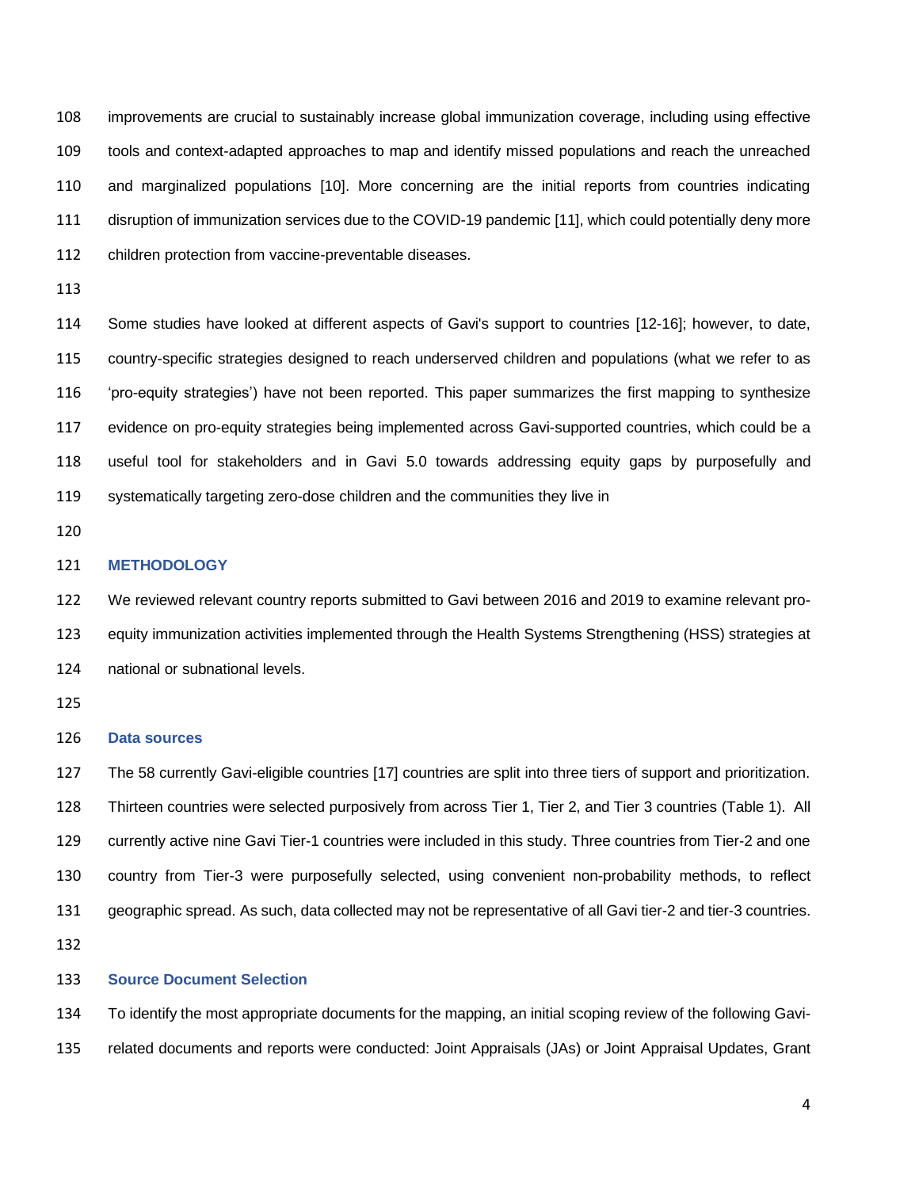improvements are crucial to sustainably increase global immunization coverage, including using effective tools and context-adapted approaches to map and identify missed populations and reach the unreached and marginalized populations [10]. More concerning are the initial reports from countries indicating disruption of immunization services due to the COVID-19 pandemic [11], which could potentially deny more children protection from vaccine-preventable diseases.

Some studies have looked at different aspects of Gavi's support to countries [12-16]; however, to date, country-specific strategies designed to reach underserved children and populations (what we refer to as 'pro-equity strategies') have not been reported. This paper summarizes the first mapping to synthesize evidence on pro-equity strategies being implemented across Gavi-supported countries, which could be a useful tool for stakeholders and in Gavi 5.0 towards addressing equity gaps by purposefully and systematically targeting zero-dose children and the communities they live in

## METHODOLOGY

We reviewed relevant country reports submitted to Gavi between 2016 and 2019 to examine relevant pro-equity immunization activities implemented through the Health Systems Strengthening (HSS) strategies at national or subnational levels.

### Data sources

The 58 currently Gavi-eligible countries [17] countries are split into three tiers of support and prioritization. Thirteen countries were selected purposively from across Tier 1, Tier 2, and Tier 3 countries (Table 1). All currently active nine Gavi Tier-1 countries were included in this study. Three countries from Tier-2 and one country from Tier-3 were purposefully selected, using convenient non-probability methods, to reflect geographic spread. As such, data collected may not be representative of all Gavi tier-2 and tier-3 countries.

### Source Document Selection

To identify the most appropriate documents for the mapping, an initial scoping review of the following Gavi-related documents and reports were conducted: Joint Appraisals (JAs) or Joint Appraisal Updates, Grant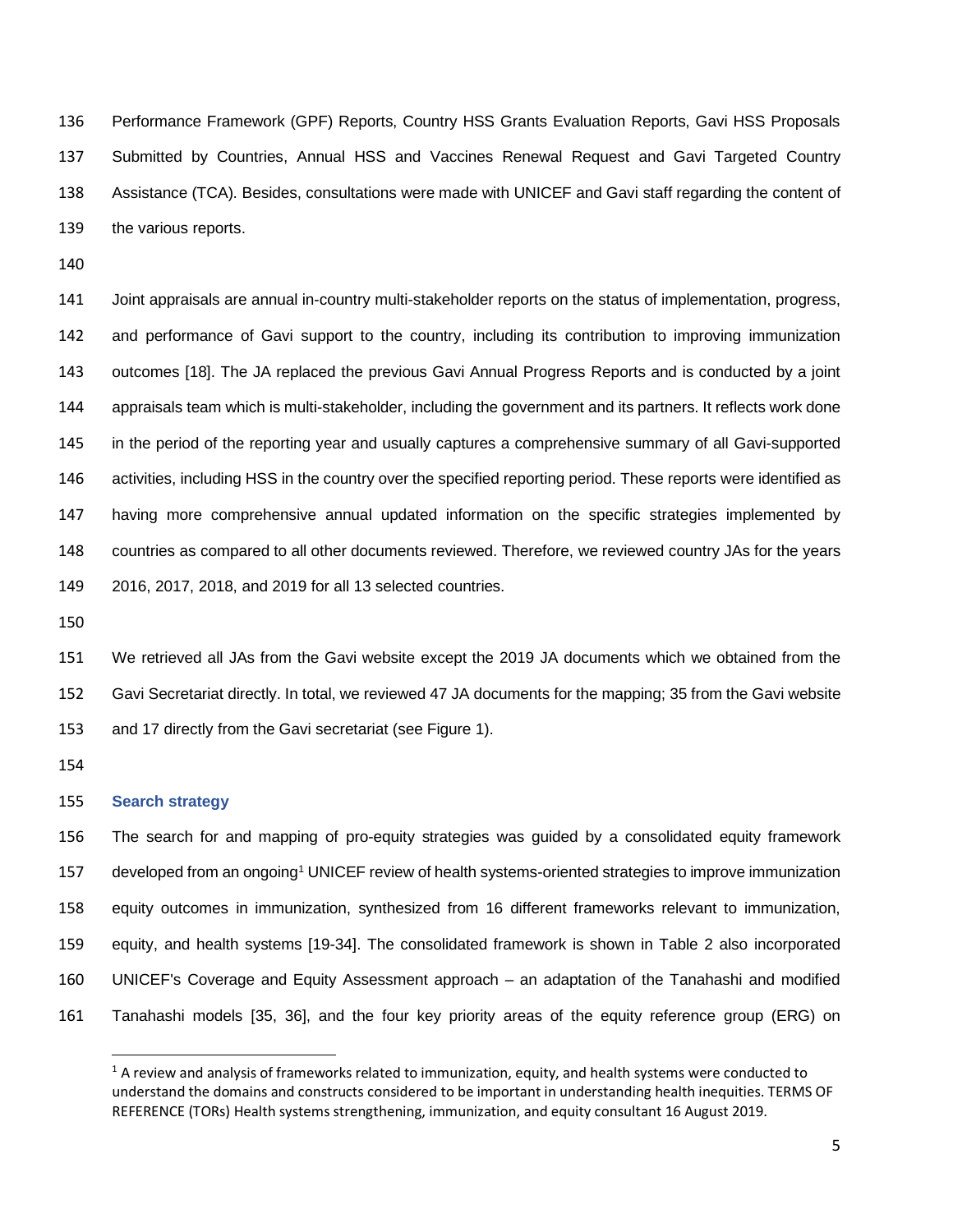Performance Framework (GPF) Reports, Country HSS Grants Evaluation Reports, Gavi HSS Proposals Submitted by Countries, Annual HSS and Vaccines Renewal Request and Gavi Targeted Country Assistance (TCA). Besides, consultations were made with UNICEF and Gavi staff regarding the content of the various reports.

Joint appraisals are annual in-country multi-stakeholder reports on the status of implementation, progress, and performance of Gavi support to the country, including its contribution to improving immunization outcomes [18]. The JA replaced the previous Gavi Annual Progress Reports and is conducted by a joint appraisals team which is multi-stakeholder, including the government and its partners. It reflects work done in the period of the reporting year and usually captures a comprehensive summary of all Gavi-supported activities, including HSS in the country over the specified reporting period. These reports were identified as having more comprehensive annual updated information on the specific strategies implemented by countries as compared to all other documents reviewed. Therefore, we reviewed country JAs for the years 2016, 2017, 2018, and 2019 for all 13 selected countries.

We retrieved all JAs from the Gavi website except the 2019 JA documents which we obtained from the Gavi Secretariat directly. In total, we reviewed 47 JA documents for the mapping; 35 from the Gavi website and 17 directly from the Gavi secretariat (see Figure 1).

### Search strategy

The search for and mapping of pro-equity strategies was guided by a consolidated equity framework developed from an ongoing[1] UNICEF review of health systems-oriented strategies to improve immunization equity outcomes in immunization, synthesized from 16 different frameworks relevant to immunization, equity, and health systems [19-34]. The consolidated framework is shown in Table 2 also incorporated UNICEF's Coverage and Equity Assessment approach – an adaptation of the Tanahashi and modified Tanahashi models [35, 36], and the four key priority areas of the equity reference group (ERG) on

[1] A review and analysis of frameworks related to immunization, equity, and health systems were conducted to understand the domains and constructs considered to be important in understanding health inequities. TERMS OF REFERENCE (TORs) Health systems strengthening, immunization, and equity consultant 16 August 2019.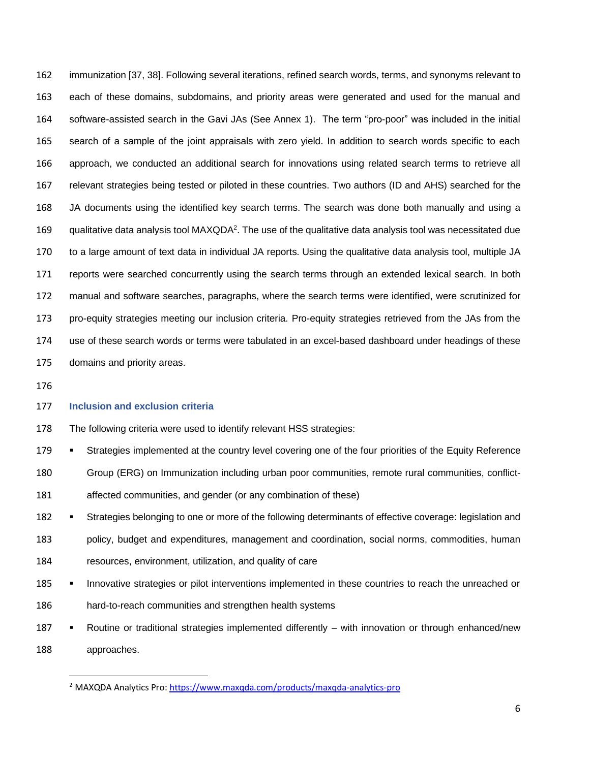immunization [37, 38]. Following several iterations, refined search words, terms, and synonyms relevant to each of these domains, subdomains, and priority areas were generated and used for the manual and software-assisted search in the Gavi JAs (See Annex 1). The term "pro-poor" was included in the initial search of a sample of the joint appraisals with zero yield. In addition to search words specific to each approach, we conducted an additional search for innovations using related search terms to retrieve all relevant strategies being tested or piloted in these countries. Two authors (ID and AHS) searched for the JA documents using the identified key search terms. The search was done both manually and using a qualitative data analysis tool MAXQDA[2]. The use of the qualitative data analysis tool was necessitated due to a large amount of text data in individual JA reports. Using the qualitative data analysis tool, multiple JA reports were searched concurrently using the search terms through an extended lexical search. In both manual and software searches, paragraphs, where the search terms were identified, were scrutinized for pro-equity strategies meeting our inclusion criteria. Pro-equity strategies retrieved from the JAs from the use of these search words or terms were tabulated in an excel-based dashboard under headings of these domains and priority areas.

### Inclusion and exclusion criteria

The following criteria were used to identify relevant HSS strategies:

- Strategies implemented at the country level covering one of the four priorities of the Equity Reference Group (ERG) on Immunization including urban poor communities, remote rural communities, conflict-affected communities, and gender (or any combination of these)
- Strategies belonging to one or more of the following determinants of effective coverage: legislation and policy, budget and expenditures, management and coordination, social norms, commodities, human resources, environment, utilization, and quality of care
- Innovative strategies or pilot interventions implemented in these countries to reach the unreached or hard-to-reach communities and strengthen health systems
- Routine or traditional strategies implemented differently – with innovation or through enhanced/new approaches.

[2] MAXQDA Analytics Pro: https://www.maxqda.com/products/maxqda-analytics-pro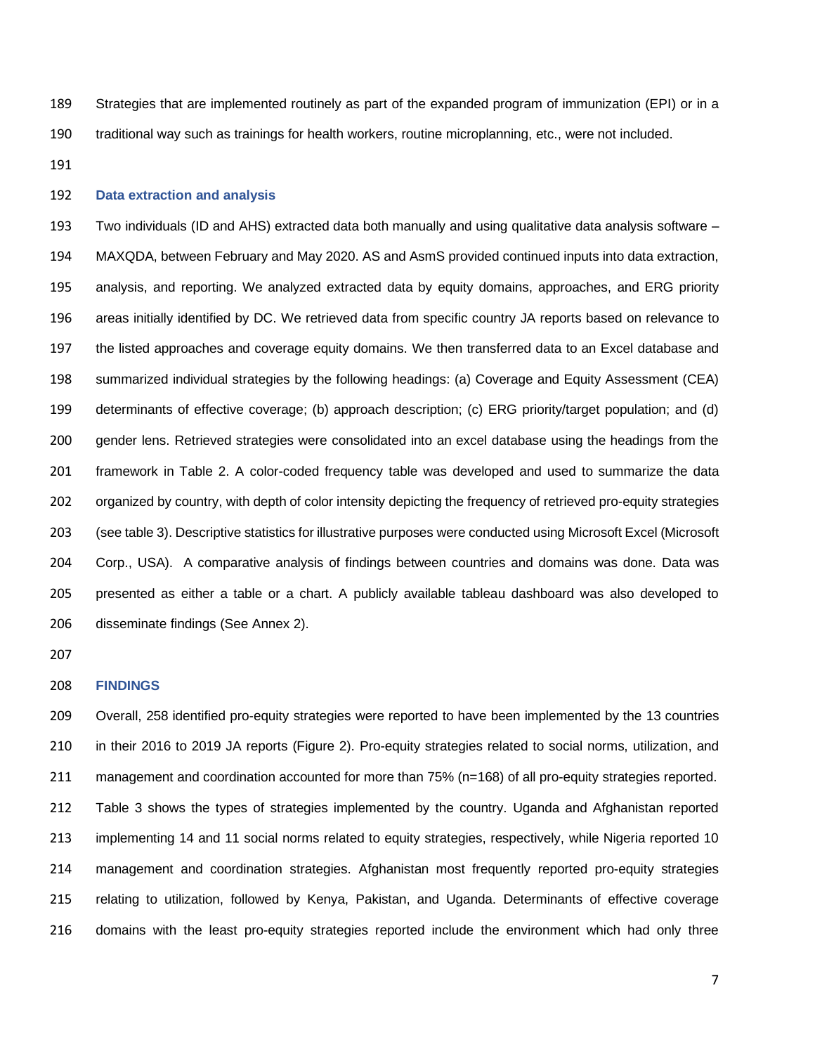Strategies that are implemented routinely as part of the expanded program of immunization (EPI) or in a traditional way such as trainings for health workers, routine microplanning, etc., were not included.

### Data extraction and analysis

Two individuals (ID and AHS) extracted data both manually and using qualitative data analysis software – MAXQDA, between February and May 2020. AS and AsmS provided continued inputs into data extraction, analysis, and reporting. We analyzed extracted data by equity domains, approaches, and ERG priority areas initially identified by DC. We retrieved data from specific country JA reports based on relevance to the listed approaches and coverage equity domains. We then transferred data to an Excel database and summarized individual strategies by the following headings: (a) Coverage and Equity Assessment (CEA) determinants of effective coverage; (b) approach description; (c) ERG priority/target population; and (d) gender lens. Retrieved strategies were consolidated into an excel database using the headings from the framework in Table 2. A color-coded frequency table was developed and used to summarize the data organized by country, with depth of color intensity depicting the frequency of retrieved pro-equity strategies (see table 3). Descriptive statistics for illustrative purposes were conducted using Microsoft Excel (Microsoft Corp., USA). A comparative analysis of findings between countries and domains was done. Data was presented as either a table or a chart. A publicly available tableau dashboard was also developed to disseminate findings (See Annex 2).

## FINDINGS

Overall, 258 identified pro-equity strategies were reported to have been implemented by the 13 countries in their 2016 to 2019 JA reports (Figure 2). Pro-equity strategies related to social norms, utilization, and management and coordination accounted for more than 75% (n=168) of all pro-equity strategies reported. Table 3 shows the types of strategies implemented by the country. Uganda and Afghanistan reported implementing 14 and 11 social norms related to equity strategies, respectively, while Nigeria reported 10 management and coordination strategies. Afghanistan most frequently reported pro-equity strategies relating to utilization, followed by Kenya, Pakistan, and Uganda. Determinants of effective coverage domains with the least pro-equity strategies reported include the environment which had only three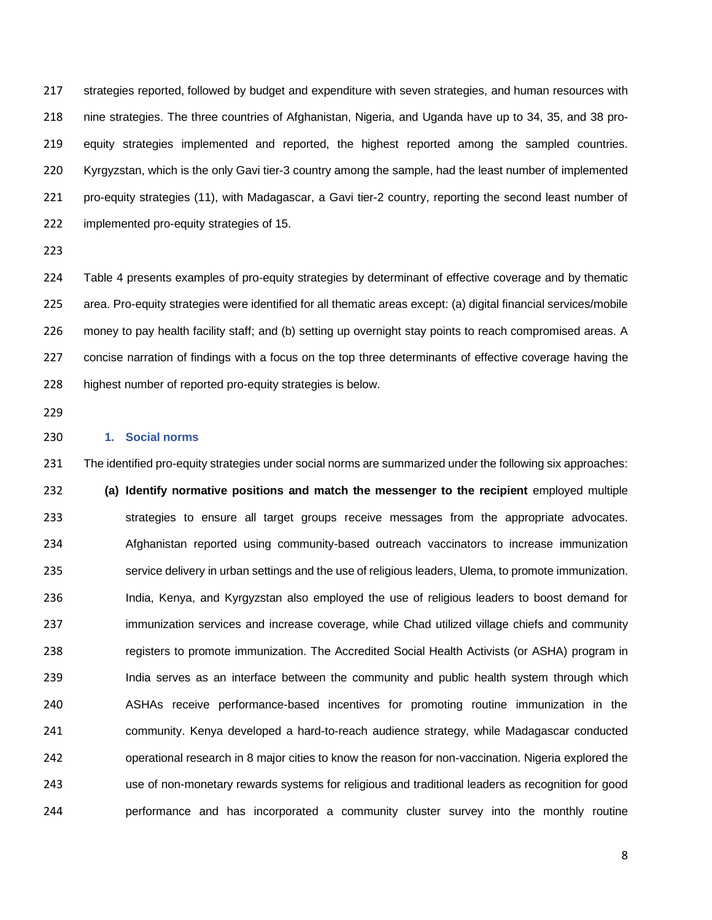strategies reported, followed by budget and expenditure with seven strategies, and human resources with nine strategies. The three countries of Afghanistan, Nigeria, and Uganda have up to 34, 35, and 38 pro-equity strategies implemented and reported, the highest reported among the sampled countries. Kyrgyzstan, which is the only Gavi tier-3 country among the sample, had the least number of implemented pro-equity strategies (11), with Madagascar, a Gavi tier-2 country, reporting the second least number of implemented pro-equity strategies of 15.

Table 4 presents examples of pro-equity strategies by determinant of effective coverage and by thematic area. Pro-equity strategies were identified for all thematic areas except: (a) digital financial services/mobile money to pay health facility staff; and (b) setting up overnight stay points to reach compromised areas. A concise narration of findings with a focus on the top three determinants of effective coverage having the highest number of reported pro-equity strategies is below.

### 1. Social norms

The identified pro-equity strategies under social norms are summarized under the following six approaches:

**(a) Identify normative positions and match the messenger to the recipient** employed multiple strategies to ensure all target groups receive messages from the appropriate advocates. Afghanistan reported using community-based outreach vaccinators to increase immunization service delivery in urban settings and the use of religious leaders, Ulema, to promote immunization. India, Kenya, and Kyrgyzstan also employed the use of religious leaders to boost demand for immunization services and increase coverage, while Chad utilized village chiefs and community registers to promote immunization. The Accredited Social Health Activists (or ASHA) program in India serves as an interface between the community and public health system through which ASHAs receive performance-based incentives for promoting routine immunization in the community. Kenya developed a hard-to-reach audience strategy, while Madagascar conducted operational research in 8 major cities to know the reason for non-vaccination. Nigeria explored the use of non-monetary rewards systems for religious and traditional leaders as recognition for good performance and has incorporated a community cluster survey into the monthly routine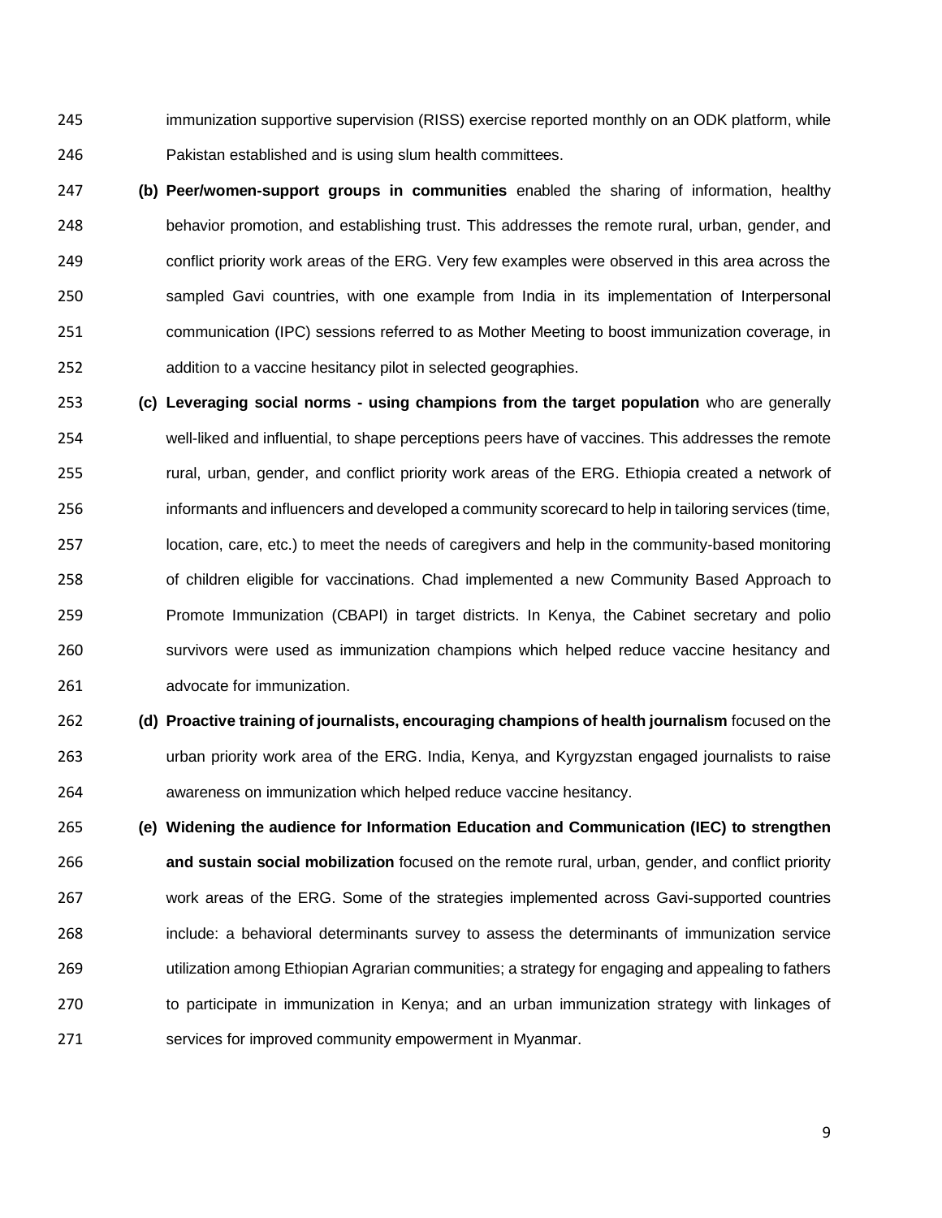immunization supportive supervision (RISS) exercise reported monthly on an ODK platform, while Pakistan established and is using slum health committees.

**(b) Peer/women-support groups in communities** enabled the sharing of information, healthy behavior promotion, and establishing trust. This addresses the remote rural, urban, gender, and conflict priority work areas of the ERG. Very few examples were observed in this area across the sampled Gavi countries, with one example from India in its implementation of Interpersonal communication (IPC) sessions referred to as Mother Meeting to boost immunization coverage, in addition to a vaccine hesitancy pilot in selected geographies.

**(c) Leveraging social norms - using champions from the target population** who are generally well-liked and influential, to shape perceptions peers have of vaccines. This addresses the remote rural, urban, gender, and conflict priority work areas of the ERG. Ethiopia created a network of informants and influencers and developed a community scorecard to help in tailoring services (time, location, care, etc.) to meet the needs of caregivers and help in the community-based monitoring of children eligible for vaccinations. Chad implemented a new Community Based Approach to Promote Immunization (CBAPI) in target districts. In Kenya, the Cabinet secretary and polio survivors were used as immunization champions which helped reduce vaccine hesitancy and advocate for immunization.

**(d) Proactive training of journalists, encouraging champions of health journalism** focused on the urban priority work area of the ERG. India, Kenya, and Kyrgyzstan engaged journalists to raise awareness on immunization which helped reduce vaccine hesitancy.

**(e) Widening the audience for Information Education and Communication (IEC) to strengthen and sustain social mobilization** focused on the remote rural, urban, gender, and conflict priority work areas of the ERG. Some of the strategies implemented across Gavi-supported countries include: a behavioral determinants survey to assess the determinants of immunization service utilization among Ethiopian Agrarian communities; a strategy for engaging and appealing to fathers to participate in immunization in Kenya; and an urban immunization strategy with linkages of services for improved community empowerment in Myanmar.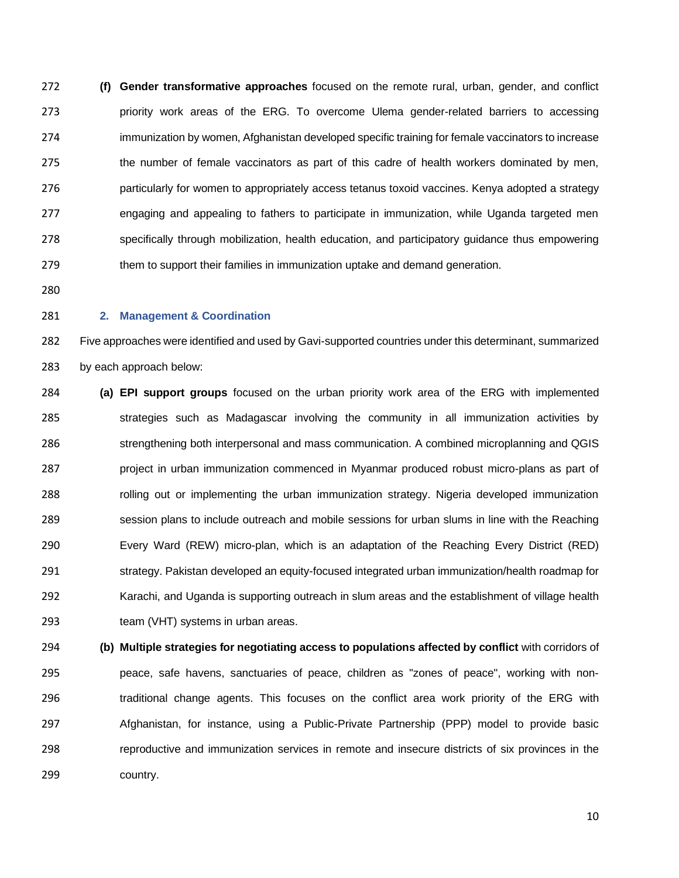**(f) Gender transformative approaches** focused on the remote rural, urban, gender, and conflict priority work areas of the ERG. To overcome Ulema gender-related barriers to accessing immunization by women, Afghanistan developed specific training for female vaccinators to increase the number of female vaccinators as part of this cadre of health workers dominated by men, particularly for women to appropriately access tetanus toxoid vaccines. Kenya adopted a strategy engaging and appealing to fathers to participate in immunization, while Uganda targeted men specifically through mobilization, health education, and participatory guidance thus empowering them to support their families in immunization uptake and demand generation.

### 2. Management & Coordination

Five approaches were identified and used by Gavi-supported countries under this determinant, summarized by each approach below:

**(a) EPI support groups** focused on the urban priority work area of the ERG with implemented strategies such as Madagascar involving the community in all immunization activities by strengthening both interpersonal and mass communication. A combined microplanning and QGIS project in urban immunization commenced in Myanmar produced robust micro-plans as part of rolling out or implementing the urban immunization strategy. Nigeria developed immunization session plans to include outreach and mobile sessions for urban slums in line with the Reaching Every Ward (REW) micro-plan, which is an adaptation of the Reaching Every District (RED) strategy. Pakistan developed an equity-focused integrated urban immunization/health roadmap for Karachi, and Uganda is supporting outreach in slum areas and the establishment of village health team (VHT) systems in urban areas.

**(b) Multiple strategies for negotiating access to populations affected by conflict** with corridors of peace, safe havens, sanctuaries of peace, children as "zones of peace", working with non-traditional change agents. This focuses on the conflict area work priority of the ERG with Afghanistan, for instance, using a Public-Private Partnership (PPP) model to provide basic reproductive and immunization services in remote and insecure districts of six provinces in the country.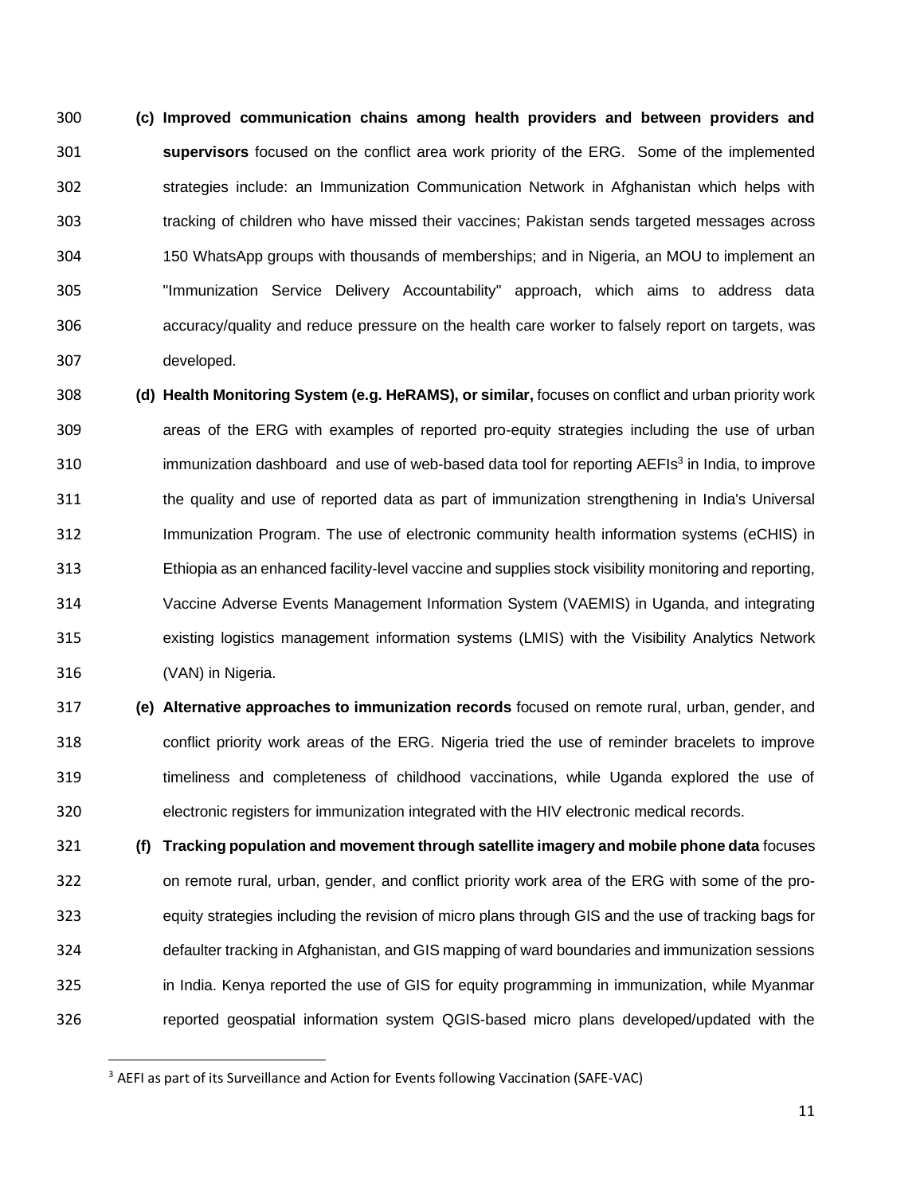(c) **Improved communication chains among health providers and between providers and supervisors** focused on the conflict area work priority of the ERG. Some of the implemented strategies include: an Immunization Communication Network in Afghanistan which helps with tracking of children who have missed their vaccines; Pakistan sends targeted messages across 150 WhatsApp groups with thousands of memberships; and in Nigeria, an MOU to implement an "Immunization Service Delivery Accountability" approach, which aims to address data accuracy/quality and reduce pressure on the health care worker to falsely report on targets, was developed.

(d) **Health Monitoring System (e.g. HeRAMS), or similar,** focuses on conflict and urban priority work areas of the ERG with examples of reported pro-equity strategies including the use of urban immunization dashboard and use of web-based data tool for reporting AEFIs[3] in India, to improve the quality and use of reported data as part of immunization strengthening in India's Universal Immunization Program. The use of electronic community health information systems (eCHIS) in Ethiopia as an enhanced facility-level vaccine and supplies stock visibility monitoring and reporting, Vaccine Adverse Events Management Information System (VAEMIS) in Uganda, and integrating existing logistics management information systems (LMIS) with the Visibility Analytics Network (VAN) in Nigeria.

(e) **Alternative approaches to immunization records** focused on remote rural, urban, gender, and conflict priority work areas of the ERG. Nigeria tried the use of reminder bracelets to improve timeliness and completeness of childhood vaccinations, while Uganda explored the use of electronic registers for immunization integrated with the HIV electronic medical records.

(f) **Tracking population and movement through satellite imagery and mobile phone data** focuses on remote rural, urban, gender, and conflict priority work area of the ERG with some of the pro-equity strategies including the revision of micro plans through GIS and the use of tracking bags for defaulter tracking in Afghanistan, and GIS mapping of ward boundaries and immunization sessions in India. Kenya reported the use of GIS for equity programming in immunization, while Myanmar reported geospatial information system QGIS-based micro plans developed/updated with the

[3] AEFI as part of its Surveillance and Action for Events following Vaccination (SAFE-VAC)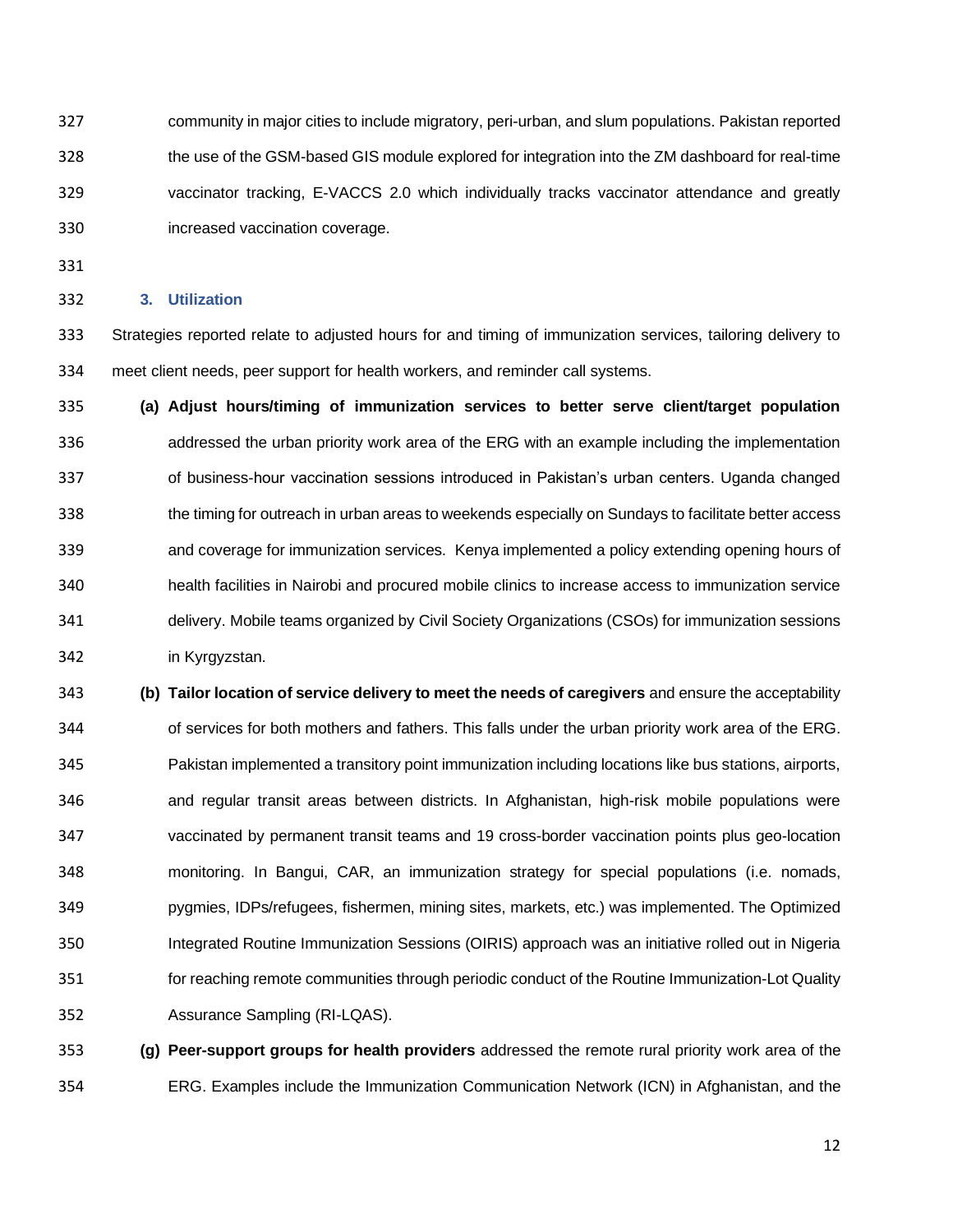community in major cities to include migratory, peri-urban, and slum populations. Pakistan reported the use of the GSM-based GIS module explored for integration into the ZM dashboard for real-time vaccinator tracking, E-VACCS 2.0 which individually tracks vaccinator attendance and greatly increased vaccination coverage.

### 3. Utilization

Strategies reported relate to adjusted hours for and timing of immunization services, tailoring delivery to meet client needs, peer support for health workers, and reminder call systems.

**(a) Adjust hours/timing of immunization services to better serve client/target population** addressed the urban priority work area of the ERG with an example including the implementation of business-hour vaccination sessions introduced in Pakistan's urban centers. Uganda changed the timing for outreach in urban areas to weekends especially on Sundays to facilitate better access and coverage for immunization services. Kenya implemented a policy extending opening hours of health facilities in Nairobi and procured mobile clinics to increase access to immunization service delivery. Mobile teams organized by Civil Society Organizations (CSOs) for immunization sessions in Kyrgyzstan.

**(b) Tailor location of service delivery to meet the needs of caregivers** and ensure the acceptability of services for both mothers and fathers. This falls under the urban priority work area of the ERG. Pakistan implemented a transitory point immunization including locations like bus stations, airports, and regular transit areas between districts. In Afghanistan, high-risk mobile populations were vaccinated by permanent transit teams and 19 cross-border vaccination points plus geo-location monitoring. In Bangui, CAR, an immunization strategy for special populations (i.e. nomads, pygmies, IDPs/refugees, fishermen, mining sites, markets, etc.) was implemented. The Optimized Integrated Routine Immunization Sessions (OIRIS) approach was an initiative rolled out in Nigeria for reaching remote communities through periodic conduct of the Routine Immunization-Lot Quality Assurance Sampling (RI-LQAS).

**(g) Peer-support groups for health providers** addressed the remote rural priority work area of the ERG. Examples include the Immunization Communication Network (ICN) in Afghanistan, and the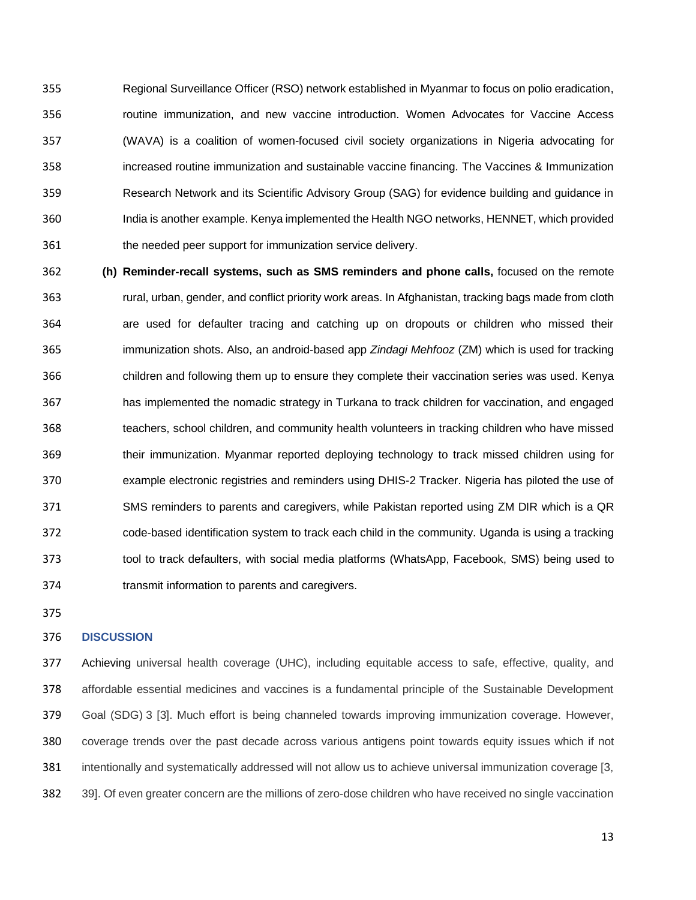Regional Surveillance Officer (RSO) network established in Myanmar to focus on polio eradication, routine immunization, and new vaccine introduction. Women Advocates for Vaccine Access (WAVA) is a coalition of women-focused civil society organizations in Nigeria advocating for increased routine immunization and sustainable vaccine financing. The Vaccines & Immunization Research Network and its Scientific Advisory Group (SAG) for evidence building and guidance in India is another example. Kenya implemented the Health NGO networks, HENNET, which provided the needed peer support for immunization service delivery.

(h) **Reminder-recall systems, such as SMS reminders and phone calls,** focused on the remote rural, urban, gender, and conflict priority work areas. In Afghanistan, tracking bags made from cloth are used for defaulter tracing and catching up on dropouts or children who missed their immunization shots. Also, an android-based app *Zindagi Mehfooz* (ZM) which is used for tracking children and following them up to ensure they complete their vaccination series was used. Kenya has implemented the nomadic strategy in Turkana to track children for vaccination, and engaged teachers, school children, and community health volunteers in tracking children who have missed their immunization. Myanmar reported deploying technology to track missed children using for example electronic registries and reminders using DHIS-2 Tracker. Nigeria has piloted the use of SMS reminders to parents and caregivers, while Pakistan reported using ZM DIR which is a QR code-based identification system to track each child in the community. Uganda is using a tracking tool to track defaulters, with social media platforms (WhatsApp, Facebook, SMS) being used to transmit information to parents and caregivers.

## DISCUSSION

Achieving universal health coverage (UHC), including equitable access to safe, effective, quality, and affordable essential medicines and vaccines is a fundamental principle of the Sustainable Development Goal (SDG) 3 [3]. Much effort is being channeled towards improving immunization coverage. However, coverage trends over the past decade across various antigens point towards equity issues which if not intentionally and systematically addressed will not allow us to achieve universal immunization coverage [3, 39]. Of even greater concern are the millions of zero-dose children who have received no single vaccination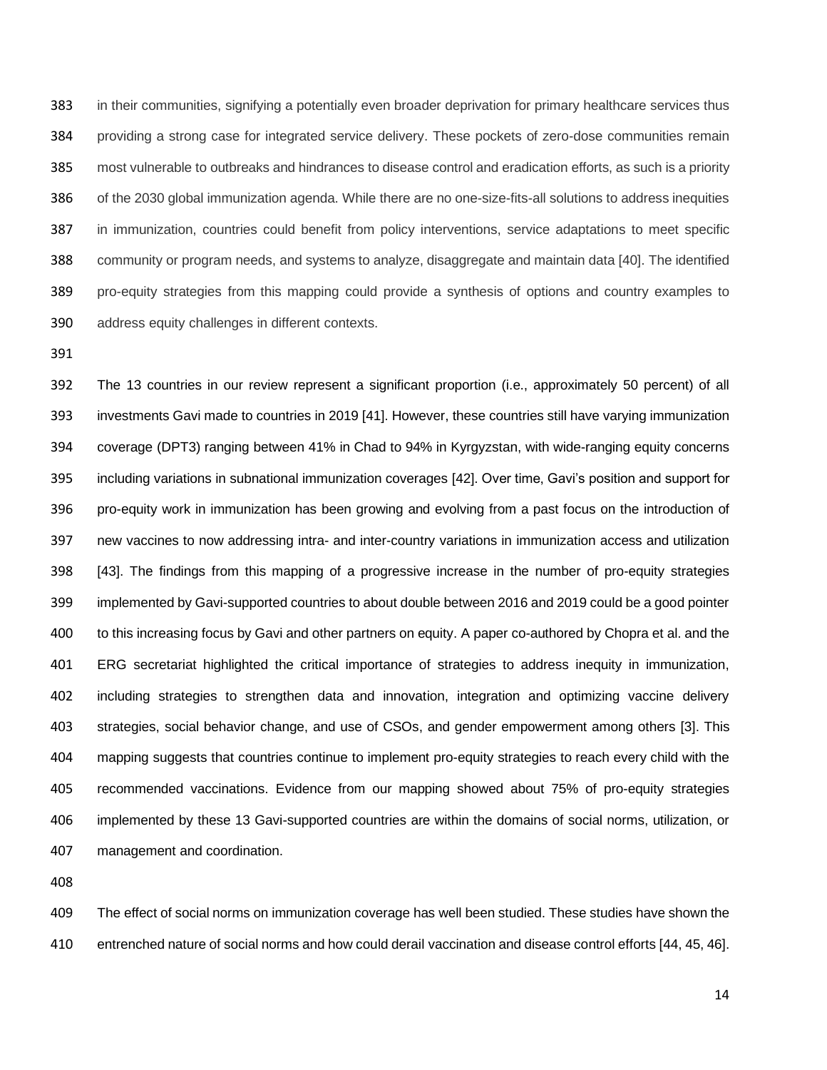in their communities, signifying a potentially even broader deprivation for primary healthcare services thus providing a strong case for integrated service delivery. These pockets of zero-dose communities remain most vulnerable to outbreaks and hindrances to disease control and eradication efforts, as such is a priority of the 2030 global immunization agenda. While there are no one-size-fits-all solutions to address inequities in immunization, countries could benefit from policy interventions, service adaptations to meet specific community or program needs, and systems to analyze, disaggregate and maintain data [40]. The identified pro-equity strategies from this mapping could provide a synthesis of options and country examples to address equity challenges in different contexts.

The 13 countries in our review represent a significant proportion (i.e., approximately 50 percent) of all investments Gavi made to countries in 2019 [41]. However, these countries still have varying immunization coverage (DPT3) ranging between 41% in Chad to 94% in Kyrgyzstan, with wide-ranging equity concerns including variations in subnational immunization coverages [42]. Over time, Gavi's position and support for pro-equity work in immunization has been growing and evolving from a past focus on the introduction of new vaccines to now addressing intra- and inter-country variations in immunization access and utilization [43]. The findings from this mapping of a progressive increase in the number of pro-equity strategies implemented by Gavi-supported countries to about double between 2016 and 2019 could be a good pointer to this increasing focus by Gavi and other partners on equity. A paper co-authored by Chopra et al. and the ERG secretariat highlighted the critical importance of strategies to address inequity in immunization, including strategies to strengthen data and innovation, integration and optimizing vaccine delivery strategies, social behavior change, and use of CSOs, and gender empowerment among others [3]. This mapping suggests that countries continue to implement pro-equity strategies to reach every child with the recommended vaccinations. Evidence from our mapping showed about 75% of pro-equity strategies implemented by these 13 Gavi-supported countries are within the domains of social norms, utilization, or management and coordination.

The effect of social norms on immunization coverage has well been studied. These studies have shown the entrenched nature of social norms and how could derail vaccination and disease control efforts [44, 45, 46].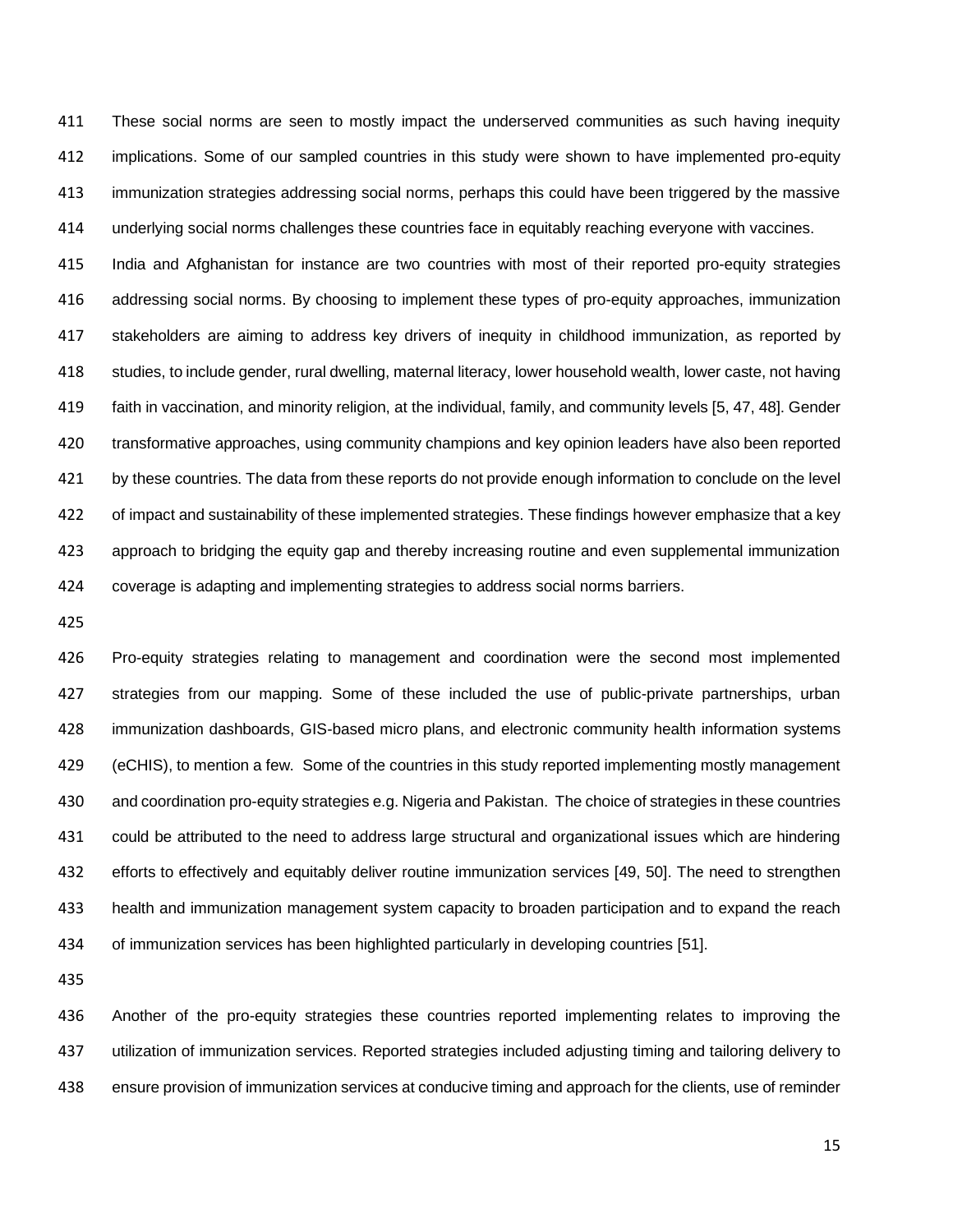These social norms are seen to mostly impact the underserved communities as such having inequity implications. Some of our sampled countries in this study were shown to have implemented pro-equity immunization strategies addressing social norms, perhaps this could have been triggered by the massive underlying social norms challenges these countries face in equitably reaching everyone with vaccines. India and Afghanistan for instance are two countries with most of their reported pro-equity strategies addressing social norms. By choosing to implement these types of pro-equity approaches, immunization stakeholders are aiming to address key drivers of inequity in childhood immunization, as reported by studies, to include gender, rural dwelling, maternal literacy, lower household wealth, lower caste, not having faith in vaccination, and minority religion, at the individual, family, and community levels [5, 47, 48]. Gender transformative approaches, using community champions and key opinion leaders have also been reported by these countries. The data from these reports do not provide enough information to conclude on the level of impact and sustainability of these implemented strategies. These findings however emphasize that a key approach to bridging the equity gap and thereby increasing routine and even supplemental immunization coverage is adapting and implementing strategies to address social norms barriers.

Pro-equity strategies relating to management and coordination were the second most implemented strategies from our mapping. Some of these included the use of public-private partnerships, urban immunization dashboards, GIS-based micro plans, and electronic community health information systems (eCHIS), to mention a few. Some of the countries in this study reported implementing mostly management and coordination pro-equity strategies e.g. Nigeria and Pakistan. The choice of strategies in these countries could be attributed to the need to address large structural and organizational issues which are hindering efforts to effectively and equitably deliver routine immunization services [49, 50]. The need to strengthen health and immunization management system capacity to broaden participation and to expand the reach of immunization services has been highlighted particularly in developing countries [51].

Another of the pro-equity strategies these countries reported implementing relates to improving the utilization of immunization services. Reported strategies included adjusting timing and tailoring delivery to ensure provision of immunization services at conducive timing and approach for the clients, use of reminder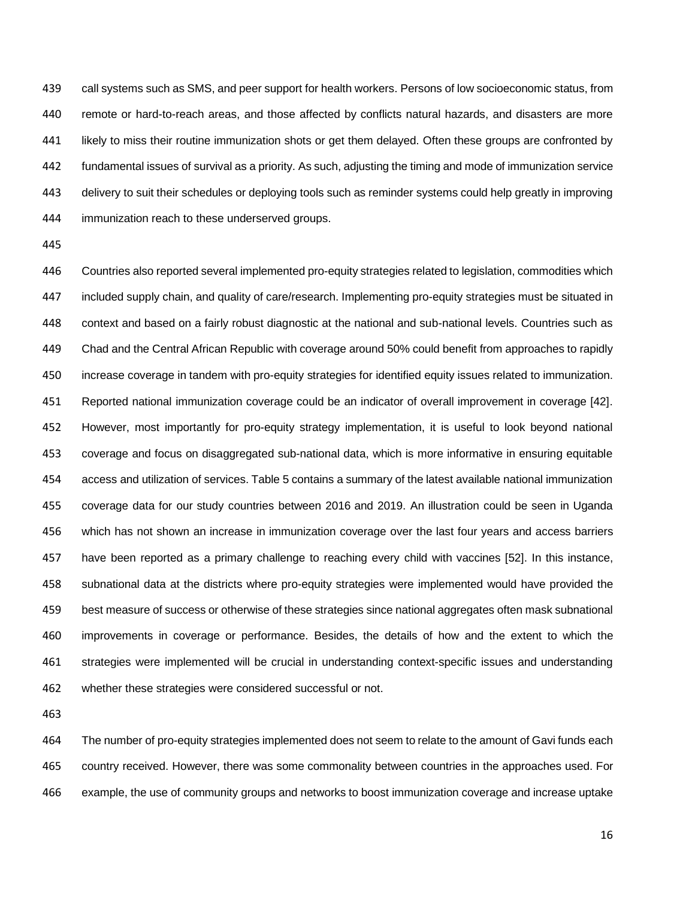call systems such as SMS, and peer support for health workers. Persons of low socioeconomic status, from remote or hard-to-reach areas, and those affected by conflicts natural hazards, and disasters are more likely to miss their routine immunization shots or get them delayed. Often these groups are confronted by fundamental issues of survival as a priority. As such, adjusting the timing and mode of immunization service delivery to suit their schedules or deploying tools such as reminder systems could help greatly in improving immunization reach to these underserved groups.

Countries also reported several implemented pro-equity strategies related to legislation, commodities which included supply chain, and quality of care/research. Implementing pro-equity strategies must be situated in context and based on a fairly robust diagnostic at the national and sub-national levels. Countries such as Chad and the Central African Republic with coverage around 50% could benefit from approaches to rapidly increase coverage in tandem with pro-equity strategies for identified equity issues related to immunization. Reported national immunization coverage could be an indicator of overall improvement in coverage [42]. However, most importantly for pro-equity strategy implementation, it is useful to look beyond national coverage and focus on disaggregated sub-national data, which is more informative in ensuring equitable access and utilization of services. Table 5 contains a summary of the latest available national immunization coverage data for our study countries between 2016 and 2019. An illustration could be seen in Uganda which has not shown an increase in immunization coverage over the last four years and access barriers have been reported as a primary challenge to reaching every child with vaccines [52]. In this instance, subnational data at the districts where pro-equity strategies were implemented would have provided the best measure of success or otherwise of these strategies since national aggregates often mask subnational improvements in coverage or performance. Besides, the details of how and the extent to which the strategies were implemented will be crucial in understanding context-specific issues and understanding whether these strategies were considered successful or not.

The number of pro-equity strategies implemented does not seem to relate to the amount of Gavi funds each country received. However, there was some commonality between countries in the approaches used. For example, the use of community groups and networks to boost immunization coverage and increase uptake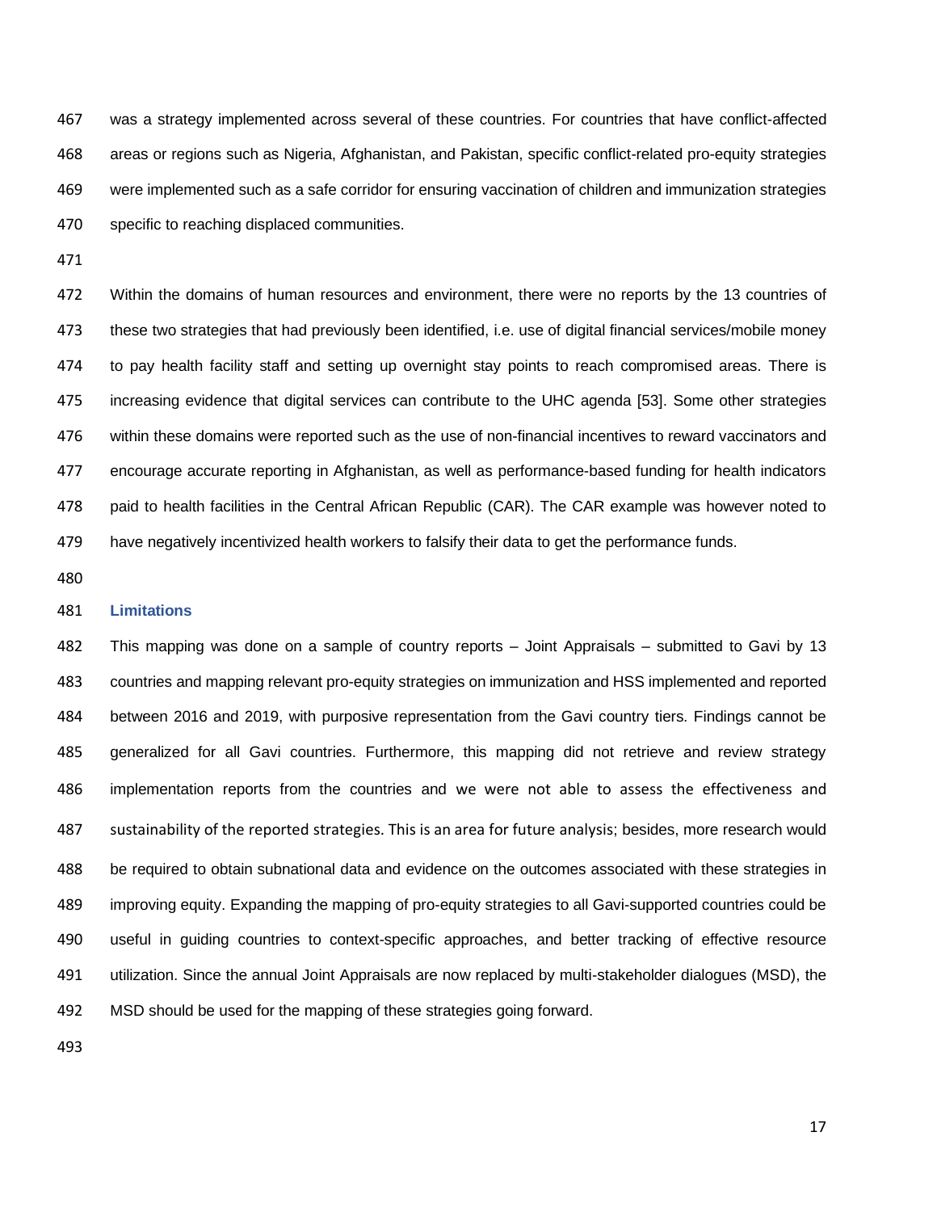was a strategy implemented across several of these countries. For countries that have conflict-affected areas or regions such as Nigeria, Afghanistan, and Pakistan, specific conflict-related pro-equity strategies were implemented such as a safe corridor for ensuring vaccination of children and immunization strategies specific to reaching displaced communities.

Within the domains of human resources and environment, there were no reports by the 13 countries of these two strategies that had previously been identified, i.e. use of digital financial services/mobile money to pay health facility staff and setting up overnight stay points to reach compromised areas. There is increasing evidence that digital services can contribute to the UHC agenda [53]. Some other strategies within these domains were reported such as the use of non-financial incentives to reward vaccinators and encourage accurate reporting in Afghanistan, as well as performance-based funding for health indicators paid to health facilities in the Central African Republic (CAR). The CAR example was however noted to have negatively incentivized health workers to falsify their data to get the performance funds.

### Limitations

This mapping was done on a sample of country reports – Joint Appraisals – submitted to Gavi by 13 countries and mapping relevant pro-equity strategies on immunization and HSS implemented and reported between 2016 and 2019, with purposive representation from the Gavi country tiers. Findings cannot be generalized for all Gavi countries. Furthermore, this mapping did not retrieve and review strategy implementation reports from the countries and we were not able to assess the effectiveness and sustainability of the reported strategies. This is an area for future analysis; besides, more research would be required to obtain subnational data and evidence on the outcomes associated with these strategies in improving equity. Expanding the mapping of pro-equity strategies to all Gavi-supported countries could be useful in guiding countries to context-specific approaches, and better tracking of effective resource utilization. Since the annual Joint Appraisals are now replaced by multi-stakeholder dialogues (MSD), the MSD should be used for the mapping of these strategies going forward.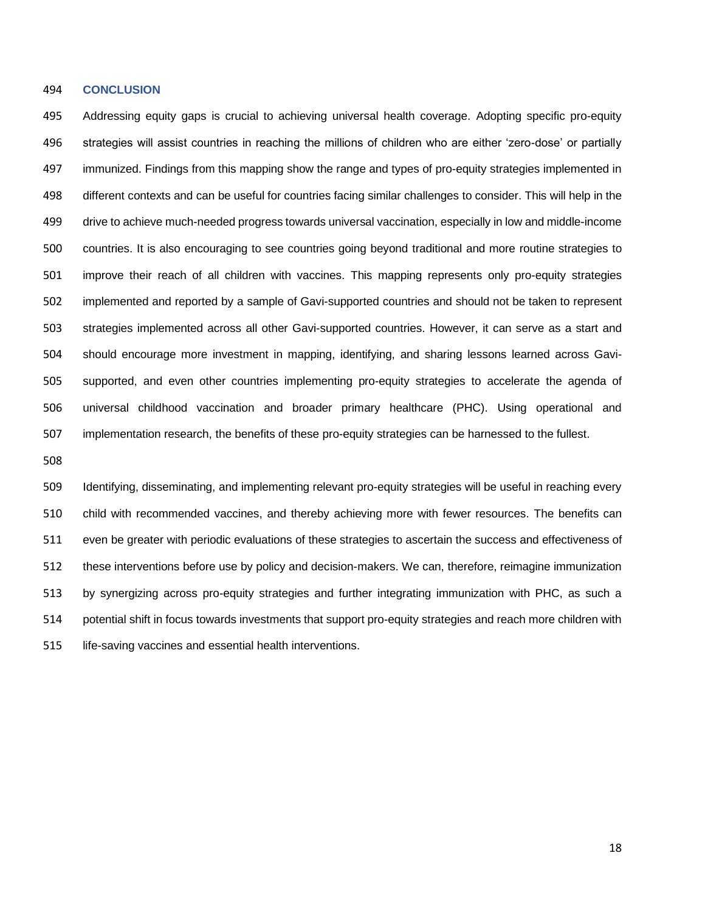## CONCLUSION

Addressing equity gaps is crucial to achieving universal health coverage. Adopting specific pro-equity strategies will assist countries in reaching the millions of children who are either 'zero-dose' or partially immunized. Findings from this mapping show the range and types of pro-equity strategies implemented in different contexts and can be useful for countries facing similar challenges to consider. This will help in the drive to achieve much-needed progress towards universal vaccination, especially in low and middle-income countries. It is also encouraging to see countries going beyond traditional and more routine strategies to improve their reach of all children with vaccines. This mapping represents only pro-equity strategies implemented and reported by a sample of Gavi-supported countries and should not be taken to represent strategies implemented across all other Gavi-supported countries. However, it can serve as a start and should encourage more investment in mapping, identifying, and sharing lessons learned across Gavi-supported, and even other countries implementing pro-equity strategies to accelerate the agenda of universal childhood vaccination and broader primary healthcare (PHC). Using operational and implementation research, the benefits of these pro-equity strategies can be harnessed to the fullest.

Identifying, disseminating, and implementing relevant pro-equity strategies will be useful in reaching every child with recommended vaccines, and thereby achieving more with fewer resources. The benefits can even be greater with periodic evaluations of these strategies to ascertain the success and effectiveness of these interventions before use by policy and decision-makers. We can, therefore, reimagine immunization by synergizing across pro-equity strategies and further integrating immunization with PHC, as such a potential shift in focus towards investments that support pro-equity strategies and reach more children with life-saving vaccines and essential health interventions.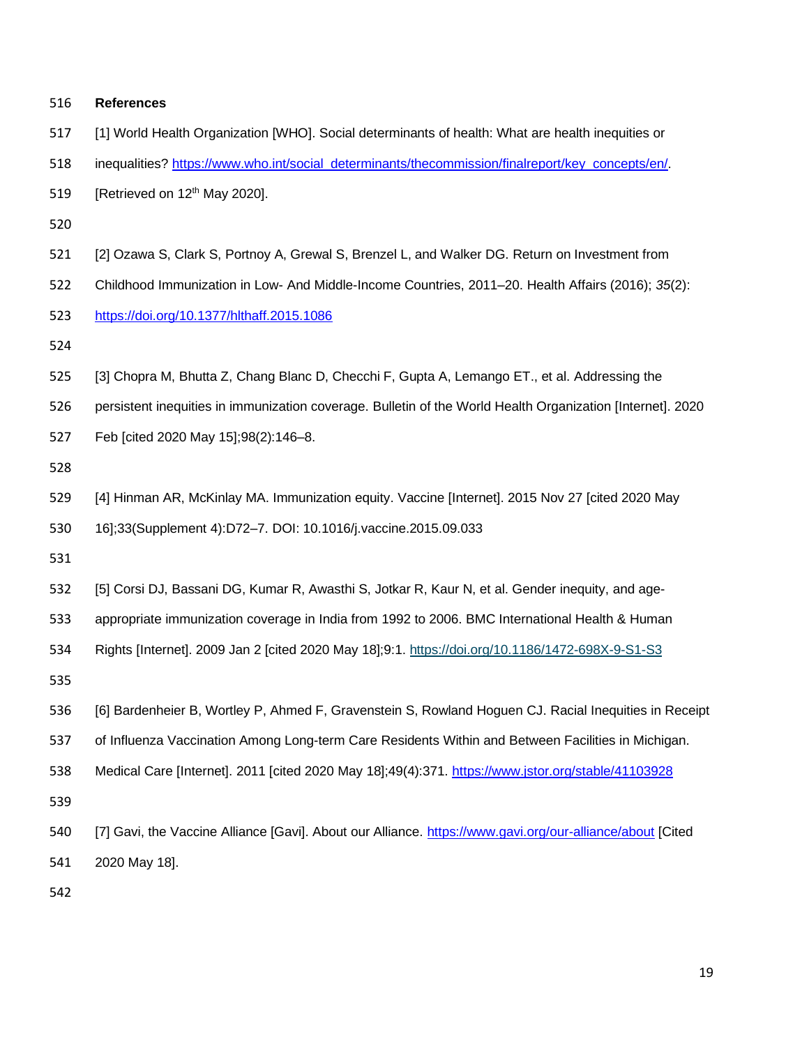## References

[1] World Health Organization [WHO]. Social determinants of health: What are health inequities or inequalities? https://www.who.int/social_determinants/thecommission/finalreport/key_concepts/en/. [Retrieved on 12th May 2020].

[2] Ozawa S, Clark S, Portnoy A, Grewal S, Brenzel L, and Walker DG. Return on Investment from Childhood Immunization in Low- And Middle-Income Countries, 2011–20. Health Affairs (2016); *35*(2): https://doi.org/10.1377/hlthaff.2015.1086

[3] Chopra M, Bhutta Z, Chang Blanc D, Checchi F, Gupta A, Lemango ET., et al. Addressing the persistent inequities in immunization coverage. Bulletin of the World Health Organization [Internet]. 2020 Feb [cited 2020 May 15];98(2):146–8.

[4] Hinman AR, McKinlay MA. Immunization equity. Vaccine [Internet]. 2015 Nov 27 [cited 2020 May 16];33(Supplement 4):D72–7. DOI: 10.1016/j.vaccine.2015.09.033

[5] Corsi DJ, Bassani DG, Kumar R, Awasthi S, Jotkar R, Kaur N, et al. Gender inequity, and age-appropriate immunization coverage in India from 1992 to 2006. BMC International Health & Human Rights [Internet]. 2009 Jan 2 [cited 2020 May 18];9:1. https://doi.org/10.1186/1472-698X-9-S1-S3

[6] Bardenheier B, Wortley P, Ahmed F, Gravenstein S, Rowland Hoguen CJ. Racial Inequities in Receipt of Influenza Vaccination Among Long-term Care Residents Within and Between Facilities in Michigan. Medical Care [Internet]. 2011 [cited 2020 May 18];49(4):371. https://www.jstor.org/stable/41103928

[7] Gavi, the Vaccine Alliance [Gavi]. About our Alliance. https://www.gavi.org/our-alliance/about [Cited 2020 May 18].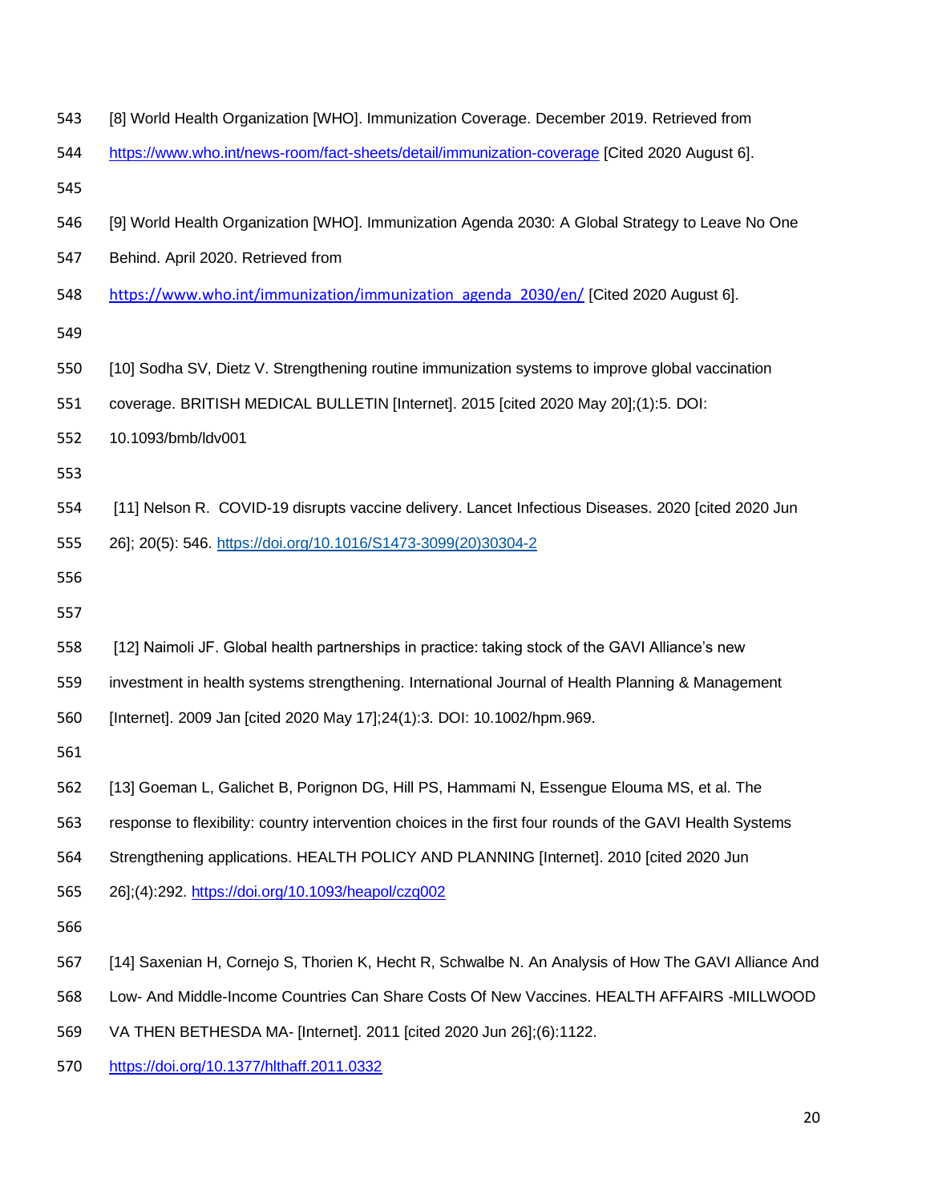[8] World Health Organization [WHO]. Immunization Coverage. December 2019. Retrieved from https://www.who.int/news-room/fact-sheets/detail/immunization-coverage [Cited 2020 August 6].

[9] World Health Organization [WHO]. Immunization Agenda 2030: A Global Strategy to Leave No One Behind. April 2020. Retrieved from https://www.who.int/immunization/immunization_agenda_2030/en/ [Cited 2020 August 6].

[10] Sodha SV, Dietz V. Strengthening routine immunization systems to improve global vaccination coverage. BRITISH MEDICAL BULLETIN [Internet]. 2015 [cited 2020 May 20];(1):5. DOI: 10.1093/bmb/ldv001

[11] Nelson R. COVID-19 disrupts vaccine delivery. Lancet Infectious Diseases. 2020 [cited 2020 Jun 26]; 20(5): 546. https://doi.org/10.1016/S1473-3099(20)30304-2

[12] Naimoli JF. Global health partnerships in practice: taking stock of the GAVI Alliance's new investment in health systems strengthening. International Journal of Health Planning & Management [Internet]. 2009 Jan [cited 2020 May 17];24(1):3. DOI: 10.1002/hpm.969.

[13] Goeman L, Galichet B, Porignon DG, Hill PS, Hammami N, Essengue Elouma MS, et al. The response to flexibility: country intervention choices in the first four rounds of the GAVI Health Systems Strengthening applications. HEALTH POLICY AND PLANNING [Internet]. 2010 [cited 2020 Jun 26];(4):292. https://doi.org/10.1093/heapol/czq002

[14] Saxenian H, Cornejo S, Thorien K, Hecht R, Schwalbe N. An Analysis of How The GAVI Alliance And Low- And Middle-Income Countries Can Share Costs Of New Vaccines. HEALTH AFFAIRS -MILLWOOD VA THEN BETHESDA MA- [Internet]. 2011 [cited 2020 Jun 26];(6):1122. https://doi.org/10.1377/hlthaff.2011.0332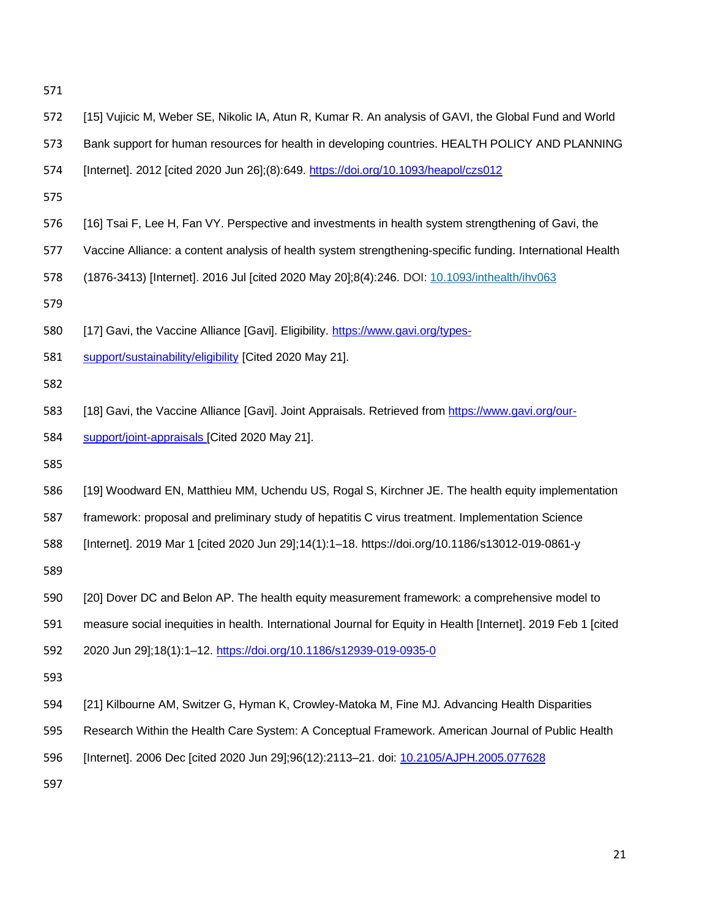[15] Vujicic M, Weber SE, Nikolic IA, Atun R, Kumar R. An analysis of GAVI, the Global Fund and World Bank support for human resources for health in developing countries. HEALTH POLICY AND PLANNING [Internet]. 2012 [cited 2020 Jun 26];(8):649. https://doi.org/10.1093/heapol/czs012

[16] Tsai F, Lee H, Fan VY. Perspective and investments in health system strengthening of Gavi, the Vaccine Alliance: a content analysis of health system strengthening-specific funding. International Health (1876-3413) [Internet]. 2016 Jul [cited 2020 May 20];8(4):246. DOI: 10.1093/inthealth/ihv063

[17] Gavi, the Vaccine Alliance [Gavi]. Eligibility. https://www.gavi.org/types-support/sustainability/eligibility [Cited 2020 May 21].

[18] Gavi, the Vaccine Alliance [Gavi]. Joint Appraisals. Retrieved from https://www.gavi.org/our-support/joint-appraisals [Cited 2020 May 21].

[19] Woodward EN, Matthieu MM, Uchendu US, Rogal S, Kirchner JE. The health equity implementation framework: proposal and preliminary study of hepatitis C virus treatment. Implementation Science [Internet]. 2019 Mar 1 [cited 2020 Jun 29];14(1):1–18. https://doi.org/10.1186/s13012-019-0861-y

[20] Dover DC and Belon AP. The health equity measurement framework: a comprehensive model to measure social inequities in health. International Journal for Equity in Health [Internet]. 2019 Feb 1 [cited 2020 Jun 29];18(1):1–12. https://doi.org/10.1186/s12939-019-0935-0

[21] Kilbourne AM, Switzer G, Hyman K, Crowley-Matoka M, Fine MJ. Advancing Health Disparities Research Within the Health Care System: A Conceptual Framework. American Journal of Public Health [Internet]. 2006 Dec [cited 2020 Jun 29];96(12):2113–21. doi: 10.2105/AJPH.2005.077628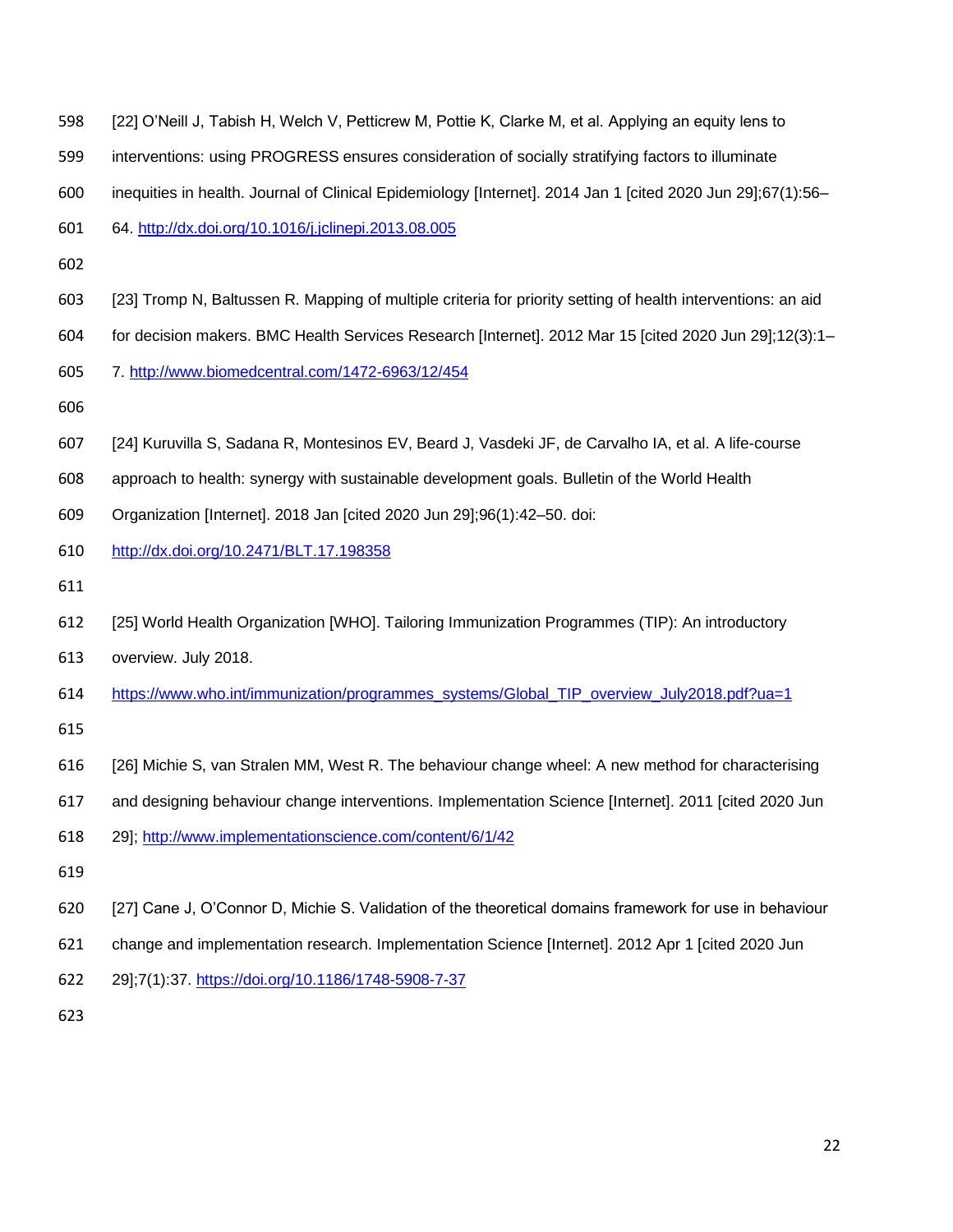[22] O'Neill J, Tabish H, Welch V, Petticrew M, Pottie K, Clarke M, et al. Applying an equity lens to interventions: using PROGRESS ensures consideration of socially stratifying factors to illuminate inequities in health. Journal of Clinical Epidemiology [Internet]. 2014 Jan 1 [cited 2020 Jun 29];67(1):56–64. http://dx.doi.org/10.1016/j.jclinepi.2013.08.005

[23] Tromp N, Baltussen R. Mapping of multiple criteria for priority setting of health interventions: an aid for decision makers. BMC Health Services Research [Internet]. 2012 Mar 15 [cited 2020 Jun 29];12(3):1–7. http://www.biomedcentral.com/1472-6963/12/454

[24] Kuruvilla S, Sadana R, Montesinos EV, Beard J, Vasdeki JF, de Carvalho IA, et al. A life-course approach to health: synergy with sustainable development goals. Bulletin of the World Health Organization [Internet]. 2018 Jan [cited 2020 Jun 29];96(1):42–50. doi: http://dx.doi.org/10.2471/BLT.17.198358

[25] World Health Organization [WHO]. Tailoring Immunization Programmes (TIP): An introductory overview. July 2018. https://www.who.int/immunization/programmes_systems/Global_TIP_overview_July2018.pdf?ua=1

[26] Michie S, van Stralen MM, West R. The behaviour change wheel: A new method for characterising and designing behaviour change interventions. Implementation Science [Internet]. 2011 [cited 2020 Jun 29]; http://www.implementationscience.com/content/6/1/42

[27] Cane J, O'Connor D, Michie S. Validation of the theoretical domains framework for use in behaviour change and implementation research. Implementation Science [Internet]. 2012 Apr 1 [cited 2020 Jun 29];7(1):37. https://doi.org/10.1186/1748-5908-7-37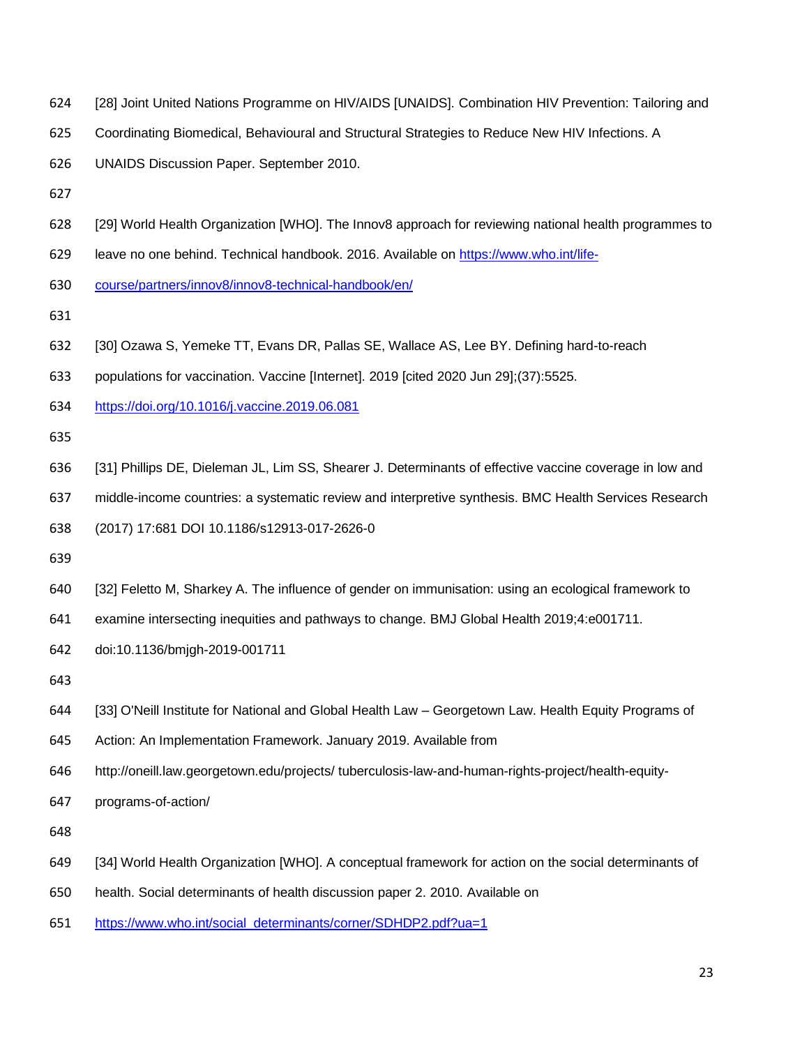[28] Joint United Nations Programme on HIV/AIDS [UNAIDS]. Combination HIV Prevention: Tailoring and Coordinating Biomedical, Behavioural and Structural Strategies to Reduce New HIV Infections. A UNAIDS Discussion Paper. September 2010.

[29] World Health Organization [WHO]. The Innov8 approach for reviewing national health programmes to leave no one behind. Technical handbook. 2016. Available on https://www.who.int/life-course/partners/innov8/innov8-technical-handbook/en/

[30] Ozawa S, Yemeke TT, Evans DR, Pallas SE, Wallace AS, Lee BY. Defining hard-to-reach populations for vaccination. Vaccine [Internet]. 2019 [cited 2020 Jun 29];(37):5525. https://doi.org/10.1016/j.vaccine.2019.06.081

[31] Phillips DE, Dieleman JL, Lim SS, Shearer J. Determinants of effective vaccine coverage in low and middle-income countries: a systematic review and interpretive synthesis. BMC Health Services Research (2017) 17:681 DOI 10.1186/s12913-017-2626-0

[32] Feletto M, Sharkey A. The influence of gender on immunisation: using an ecological framework to examine intersecting inequities and pathways to change. BMJ Global Health 2019;4:e001711. doi:10.1136/bmjgh-2019-001711

[33] O'Neill Institute for National and Global Health Law – Georgetown Law. Health Equity Programs of Action: An Implementation Framework. January 2019. Available from http://oneill.law.georgetown.edu/projects/ tuberculosis-law-and-human-rights-project/health-equity-programs-of-action/

[34] World Health Organization [WHO]. A conceptual framework for action on the social determinants of health. Social determinants of health discussion paper 2. 2010. Available on https://www.who.int/social_determinants/corner/SDHDP2.pdf?ua=1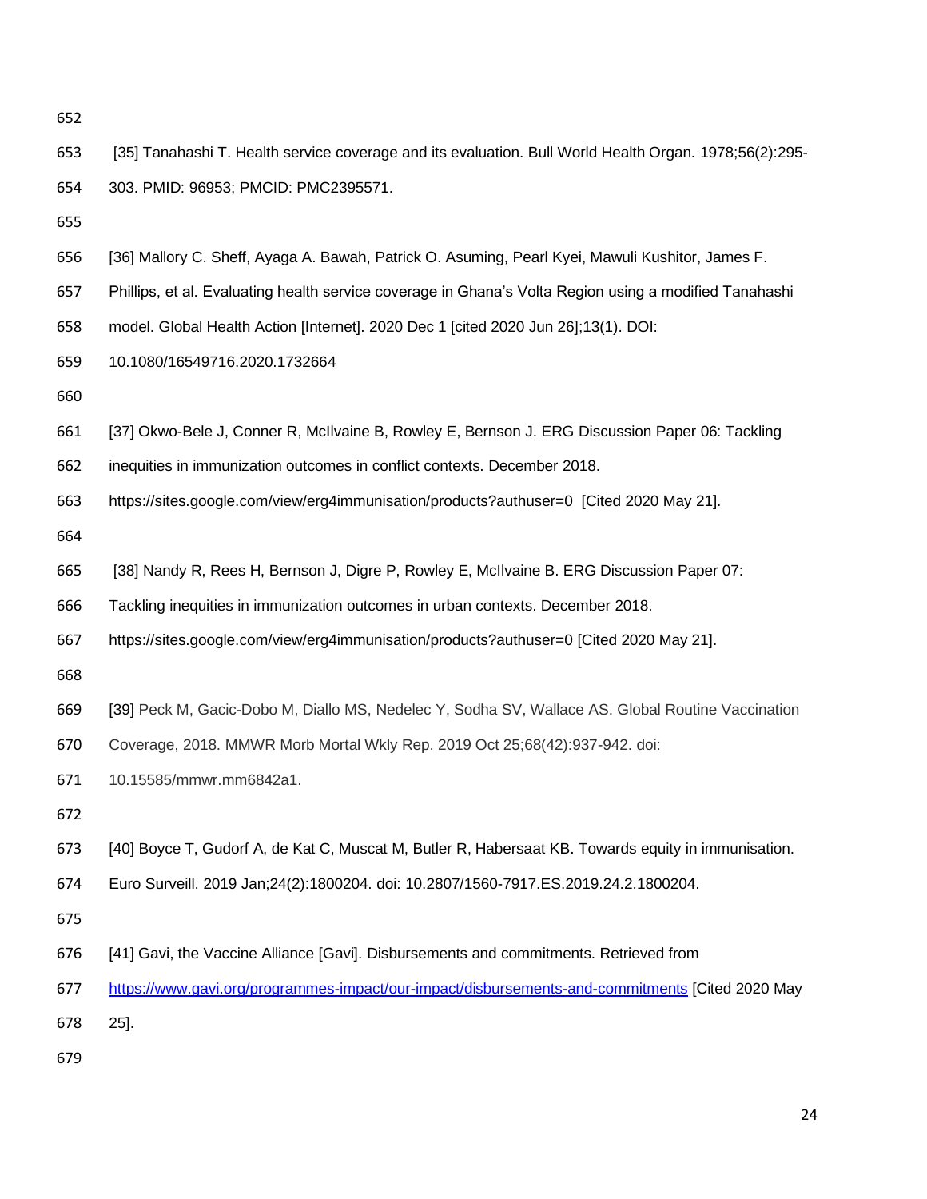[35] Tanahashi T. Health service coverage and its evaluation. Bull World Health Organ. 1978;56(2):295-303. PMID: 96953; PMCID: PMC2395571.

[36] Mallory C. Sheff, Ayaga A. Bawah, Patrick O. Asuming, Pearl Kyei, Mawuli Kushitor, James F. Phillips, et al. Evaluating health service coverage in Ghana's Volta Region using a modified Tanahashi model. Global Health Action [Internet]. 2020 Dec 1 [cited 2020 Jun 26];13(1). DOI: 10.1080/16549716.2020.1732664

[37] Okwo-Bele J, Conner R, McIlvaine B, Rowley E, Bernson J. ERG Discussion Paper 06: Tackling inequities in immunization outcomes in conflict contexts. December 2018. https://sites.google.com/view/erg4immunisation/products?authuser=0 [Cited 2020 May 21].

[38] Nandy R, Rees H, Bernson J, Digre P, Rowley E, McIlvaine B. ERG Discussion Paper 07: Tackling inequities in immunization outcomes in urban contexts. December 2018. https://sites.google.com/view/erg4immunisation/products?authuser=0 [Cited 2020 May 21].

[39] Peck M, Gacic-Dobo M, Diallo MS, Nedelec Y, Sodha SV, Wallace AS. Global Routine Vaccination Coverage, 2018. MMWR Morb Mortal Wkly Rep. 2019 Oct 25;68(42):937-942. doi: 10.15585/mmwr.mm6842a1.

[40] Boyce T, Gudorf A, de Kat C, Muscat M, Butler R, Habersaat KB. Towards equity in immunisation. Euro Surveill. 2019 Jan;24(2):1800204. doi: 10.2807/1560-7917.ES.2019.24.2.1800204.

[41] Gavi, the Vaccine Alliance [Gavi]. Disbursements and commitments. Retrieved from https://www.gavi.org/programmes-impact/our-impact/disbursements-and-commitments [Cited 2020 May 25].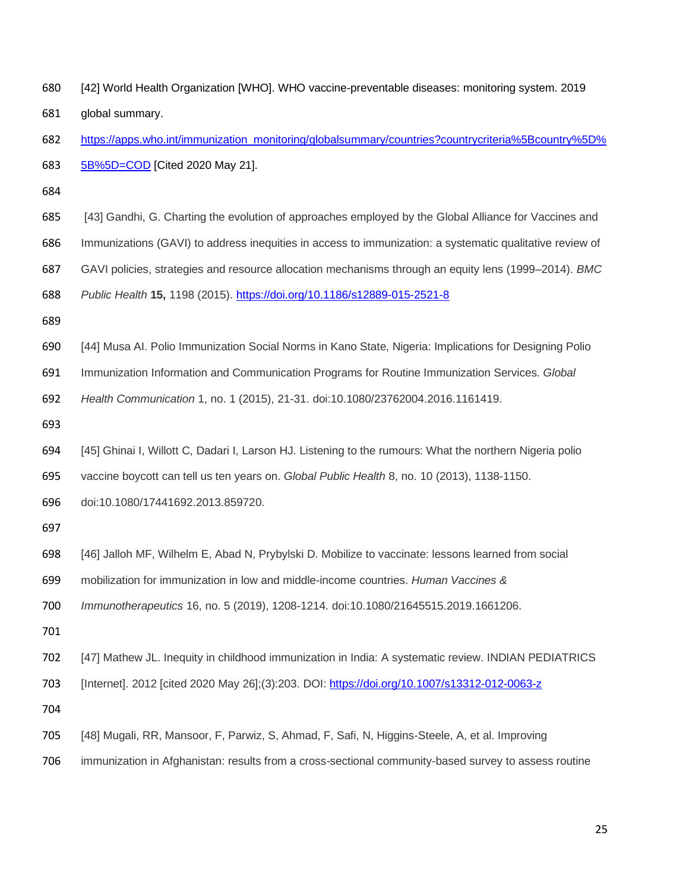[42] World Health Organization [WHO]. WHO vaccine-preventable diseases: monitoring system. 2019 global summary. https://apps.who.int/immunization_monitoring/globalsummary/countries?countrycriteria%5Bcountry%5D%5B%5D=COD [Cited 2020 May 21].

[43] Gandhi, G. Charting the evolution of approaches employed by the Global Alliance for Vaccines and Immunizations (GAVI) to address inequities in access to immunization: a systematic qualitative review of GAVI policies, strategies and resource allocation mechanisms through an equity lens (1999–2014). *BMC Public Health* **15,** 1198 (2015). https://doi.org/10.1186/s12889-015-2521-8

[44] Musa AI. Polio Immunization Social Norms in Kano State, Nigeria: Implications for Designing Polio Immunization Information and Communication Programs for Routine Immunization Services. *Global Health Communication* 1, no. 1 (2015), 21-31. doi:10.1080/23762004.2016.1161419.

[45] Ghinai I, Willott C, Dadari I, Larson HJ. Listening to the rumours: What the northern Nigeria polio vaccine boycott can tell us ten years on. *Global Public Health* 8, no. 10 (2013), 1138-1150. doi:10.1080/17441692.2013.859720.

[46] Jalloh MF, Wilhelm E, Abad N, Prybylski D. Mobilize to vaccinate: lessons learned from social mobilization for immunization in low and middle-income countries. *Human Vaccines & Immunotherapeutics* 16, no. 5 (2019), 1208-1214. doi:10.1080/21645515.2019.1661206.

[47] Mathew JL. Inequity in childhood immunization in India: A systematic review. INDIAN PEDIATRICS [Internet]. 2012 [cited 2020 May 26];(3):203. DOI: https://doi.org/10.1007/s13312-012-0063-z

[48] Mugali, RR, Mansoor, F, Parwiz, S, Ahmad, F, Safi, N, Higgins-Steele, A, et al. Improving immunization in Afghanistan: results from a cross-sectional community-based survey to assess routine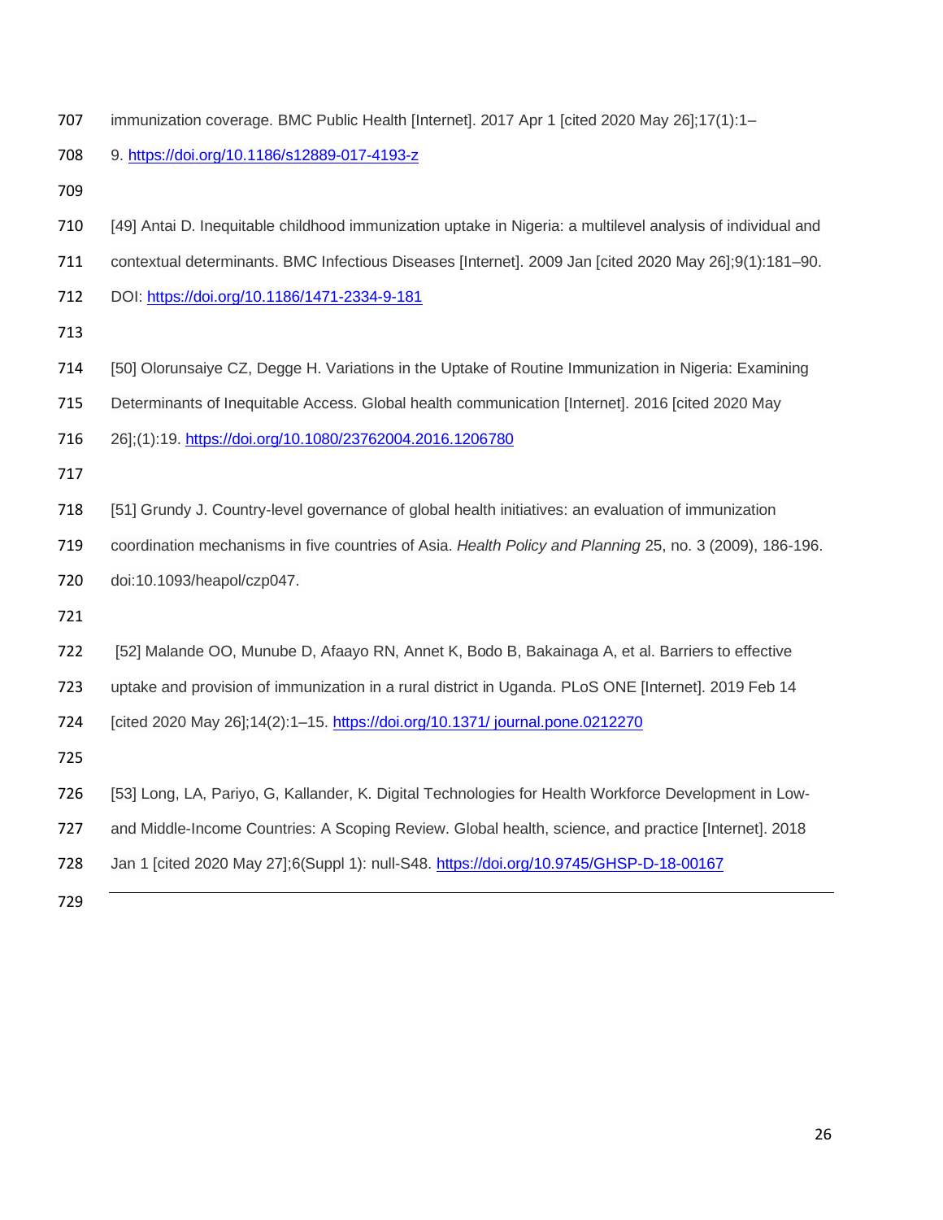immunization coverage. BMC Public Health [Internet]. 2017 Apr 1 [cited 2020 May 26];17(1):1–9. https://doi.org/10.1186/s12889-017-4193-z

[49] Antai D. Inequitable childhood immunization uptake in Nigeria: a multilevel analysis of individual and contextual determinants. BMC Infectious Diseases [Internet]. 2009 Jan [cited 2020 May 26];9(1):181–90. DOI: https://doi.org/10.1186/1471-2334-9-181

[50] Olorunsaiye CZ, Degge H. Variations in the Uptake of Routine Immunization in Nigeria: Examining Determinants of Inequitable Access. Global health communication [Internet]. 2016 [cited 2020 May 26];(1):19. https://doi.org/10.1080/23762004.2016.1206780

[51] Grundy J. Country-level governance of global health initiatives: an evaluation of immunization coordination mechanisms in five countries of Asia. *Health Policy and Planning* 25, no. 3 (2009), 186-196. doi:10.1093/heapol/czp047.

[52] Malande OO, Munube D, Afaayo RN, Annet K, Bodo B, Bakainaga A, et al. Barriers to effective uptake and provision of immunization in a rural district in Uganda. PLoS ONE [Internet]. 2019 Feb 14 [cited 2020 May 26];14(2):1–15. https://doi.org/10.1371/ journal.pone.0212270

[53] Long, LA, Pariyo, G, Kallander, K. Digital Technologies for Health Workforce Development in Low- and Middle-Income Countries: A Scoping Review. Global health, science, and practice [Internet]. 2018 Jan 1 [cited 2020 May 27];6(Suppl 1): null-S48. https://doi.org/10.9745/GHSP-D-18-00167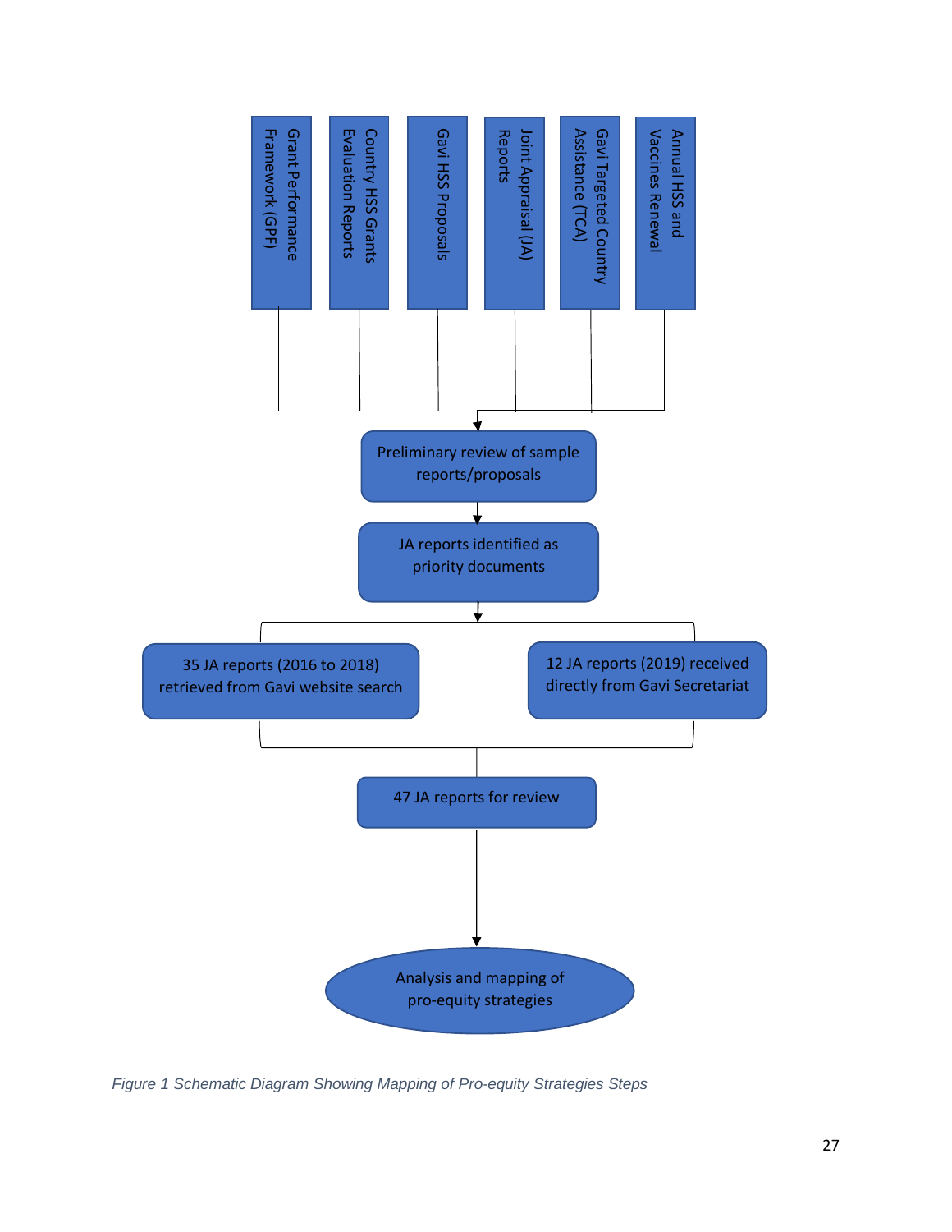Grant Performance Framework (GPF)

Country HSS Grants Evaluation Reports

Gavi HSS Proposals

Joint Appraisal (JA) Reports

Gavi Targeted Country Assistance (TCA)

Annual HSS and Vaccines Renewal

↓

Preliminary review of sample reports/proposals

↓

JA reports identified as priority documents

↓

35 JA reports (2016 to 2018) retrieved from Gavi website search

12 JA reports (2019) received directly from Gavi Secretariat

↓

47 JA reports for review

↓

Analysis and mapping of pro-equity strategies

*Figure 1 Schematic Diagram Showing Mapping of Pro-equity Strategies Steps*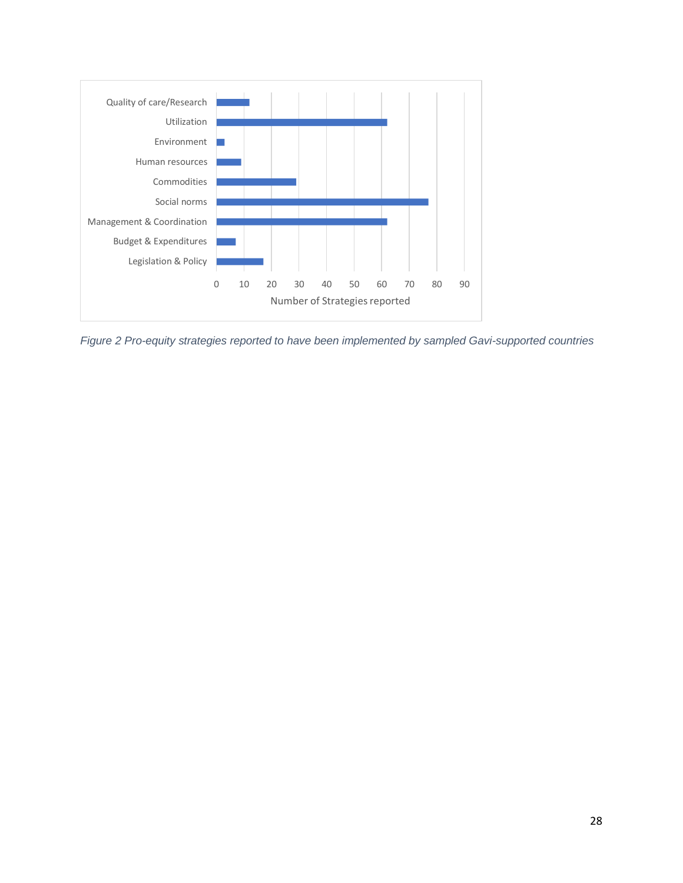Quality of care/Research

Utilization

Environment

Human resources

Commodities

Social norms

Management & Coordination

Budget & Expenditures

Legislation & Policy

0 10 20 30 40 50 60 70 80 90

Number of Strategies reported

*Figure 2 Pro-equity strategies reported to have been implemented by sampled Gavi-supported countries*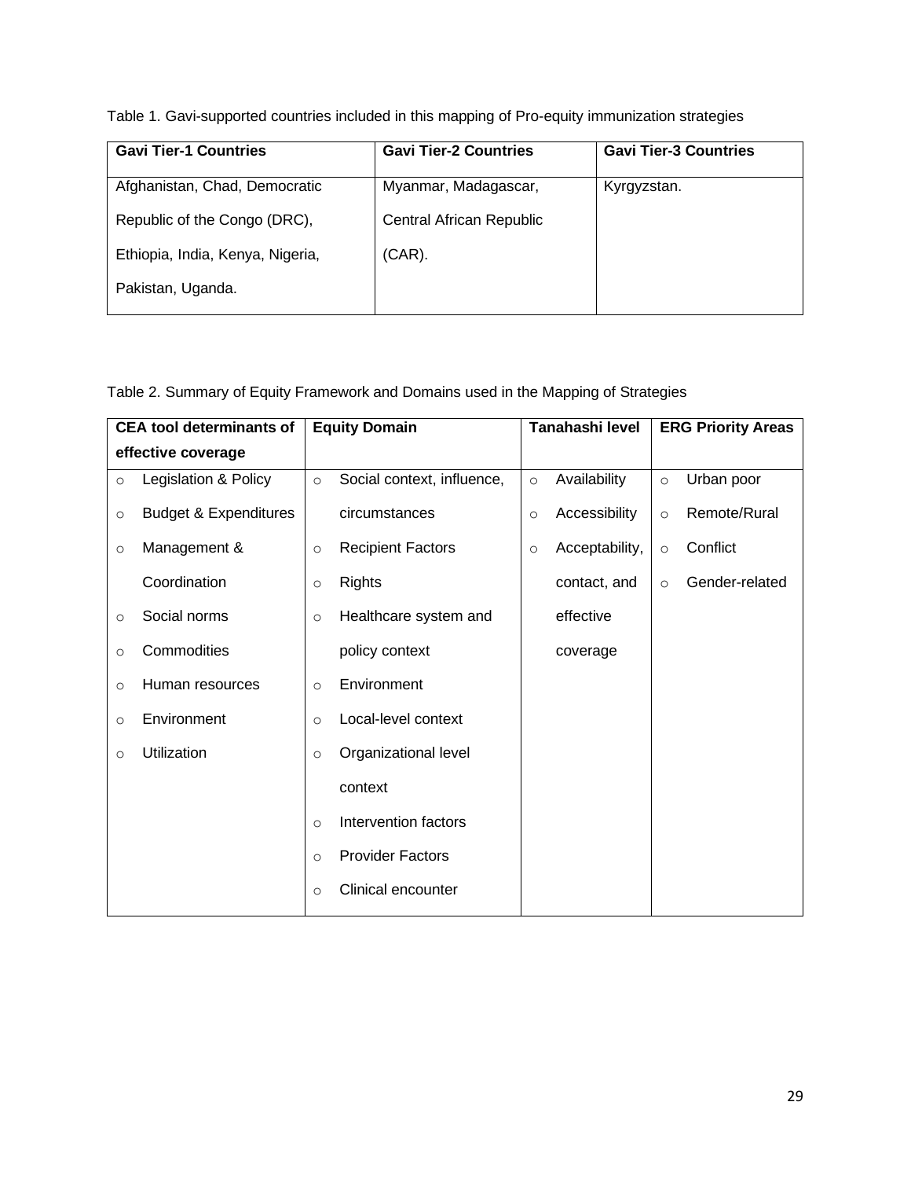Table 1. Gavi-supported countries included in this mapping of Pro-equity immunization strategies

| Gavi Tier-1 Countries | Gavi Tier-2 Countries | Gavi Tier-3 Countries |
|---|---|---|
| Afghanistan, Chad, Democratic Republic of the Congo (DRC), Ethiopia, India, Kenya, Nigeria, Pakistan, Uganda. | Myanmar, Madagascar, Central African Republic (CAR). | Kyrgyzstan. |

Table 2. Summary of Equity Framework and Domains used in the Mapping of Strategies

| CEA tool determinants of effective coverage | Equity Domain | Tanahashi level | ERG Priority Areas |
|---|---|---|---|
| ○ Legislation & Policy<br>○ Budget & Expenditures<br>○ Management & Coordination<br>○ Social norms<br>○ Commodities<br>○ Human resources<br>○ Environment<br>○ Utilization | ○ Social context, influence, circumstances<br>○ Recipient Factors<br>○ Rights<br>○ Healthcare system and policy context<br>○ Environment<br>○ Local-level context<br>○ Organizational level context<br>○ Intervention factors<br>○ Provider Factors<br>○ Clinical encounter | ○ Availability<br>○ Accessibility<br>○ Acceptability, contact, and effective coverage | ○ Urban poor<br>○ Remote/Rural<br>○ Conflict<br>○ Gender-related |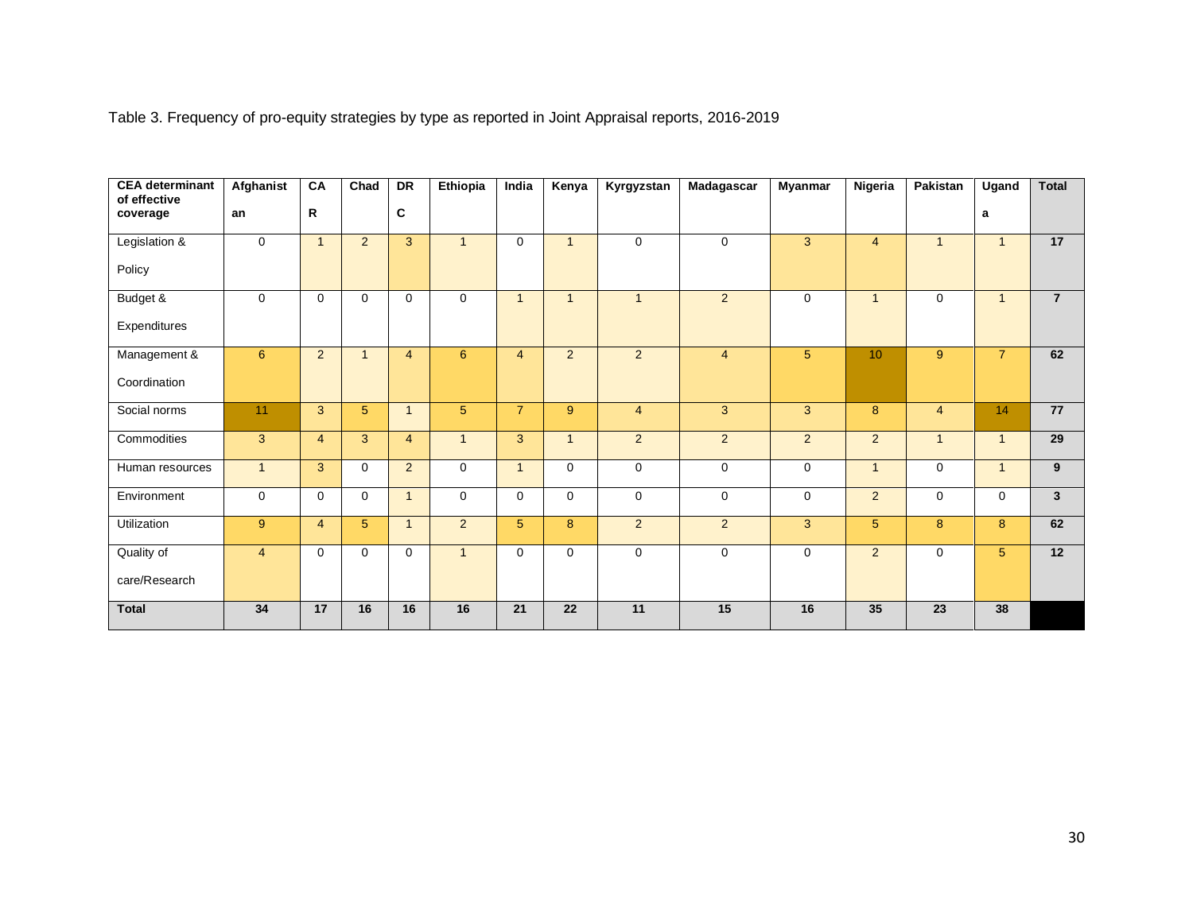Table 3. Frequency of pro-equity strategies by type as reported in Joint Appraisal reports, 2016-2019

| CEA determinant of effective coverage | Afghanistan | CAR | Chad | DRC | Ethiopia | India | Kenya | Kyrgyzstan | Madagascar | Myanmar | Nigeria | Pakistan | Uganda | Total |
|---|---|---|---|---|---|---|---|---|---|---|---|---|---|---|
| Legislation & Policy | 0 | 1 | 2 | 3 | 1 | 0 | 1 | 0 | 0 | 3 | 4 | 1 | 1 | **17** |
| Budget & Expenditures | 0 | 0 | 0 | 0 | 0 | 1 | 1 | 1 | 2 | 0 | 1 | 0 | 1 | **7** |
| Management & Coordination | 6 | 2 | 1 | 4 | 6 | 4 | 2 | 2 | 4 | 5 | 10 | 9 | 7 | **62** |
| Social norms | 11 | 3 | 5 | 1 | 5 | 7 | 9 | 4 | 3 | 3 | 8 | 4 | 14 | **77** |
| Commodities | 3 | 4 | 3 | 4 | 1 | 3 | 1 | 2 | 2 | 2 | 2 | 1 | 1 | **29** |
| Human resources | 1 | 3 | 0 | 2 | 0 | 1 | 0 | 0 | 0 | 0 | 1 | 0 | 1 | **9** |
| Environment | 0 | 0 | 0 | 1 | 0 | 0 | 0 | 0 | 0 | 0 | 2 | 0 | 0 | **3** |
| Utilization | 9 | 4 | 5 | 1 | 2 | 5 | 8 | 2 | 2 | 3 | 5 | 8 | 8 | **62** |
| Quality of care/Research | 4 | 0 | 0 | 0 | 1 | 0 | 0 | 0 | 0 | 0 | 2 | 0 | 5 | **12** |
| **Total** | **34** | **17** | **16** | **16** | **16** | **21** | **22** | **11** | **15** | **16** | **35** | **23** | **38** | |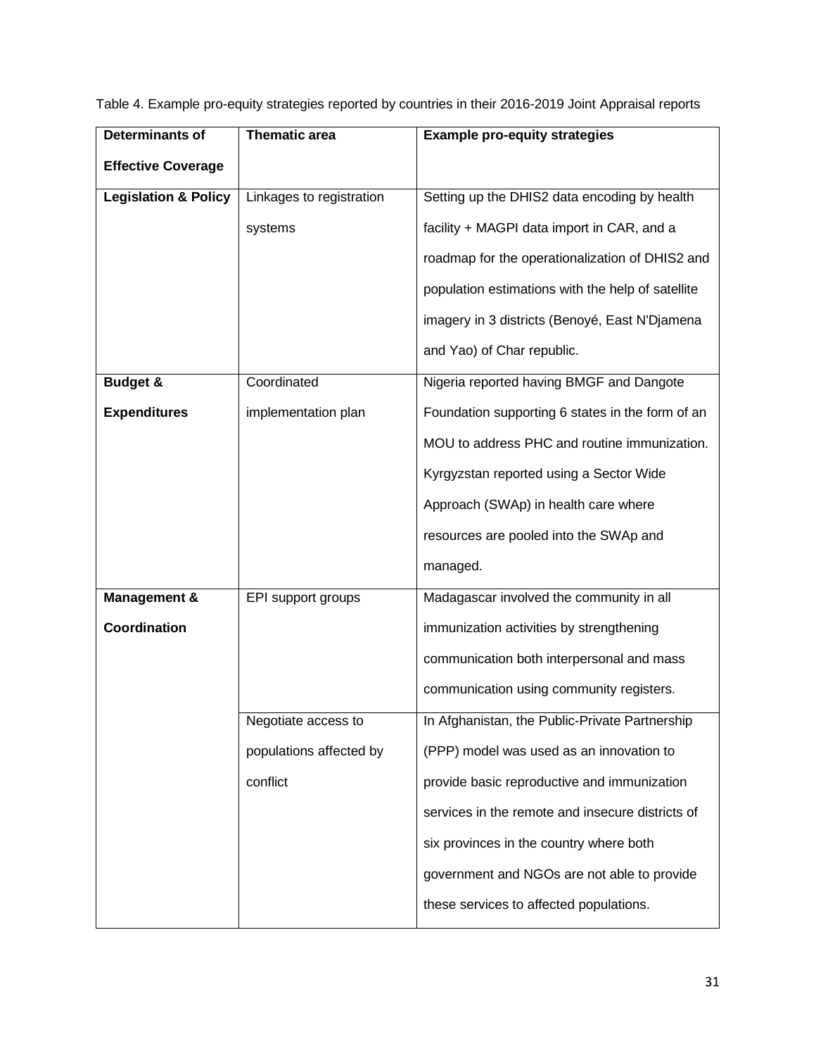Table 4. Example pro-equity strategies reported by countries in their 2016-2019 Joint Appraisal reports

| Determinants of Effective Coverage | Thematic area | Example pro-equity strategies |
|---|---|---|
| **Legislation & Policy** | Linkages to registration systems | Setting up the DHIS2 data encoding by health facility + MAGPI data import in CAR, and a roadmap for the operationalization of DHIS2 and population estimations with the help of satellite imagery in 3 districts (Benoyé, East N'Djamena and Yao) of Char republic. |
| **Budget & Expenditures** | Coordinated implementation plan | Nigeria reported having BMGF and Dangote Foundation supporting 6 states in the form of an MOU to address PHC and routine immunization. Kyrgyzstan reported using a Sector Wide Approach (SWAp) in health care where resources are pooled into the SWAp and managed. |
| **Management & Coordination** | EPI support groups | Madagascar involved the community in all immunization activities by strengthening communication both interpersonal and mass communication using community registers. |
| | Negotiate access to populations affected by conflict | In Afghanistan, the Public-Private Partnership (PPP) model was used as an innovation to provide basic reproductive and immunization services in the remote and insecure districts of six provinces in the country where both government and NGOs are not able to provide these services to affected populations. |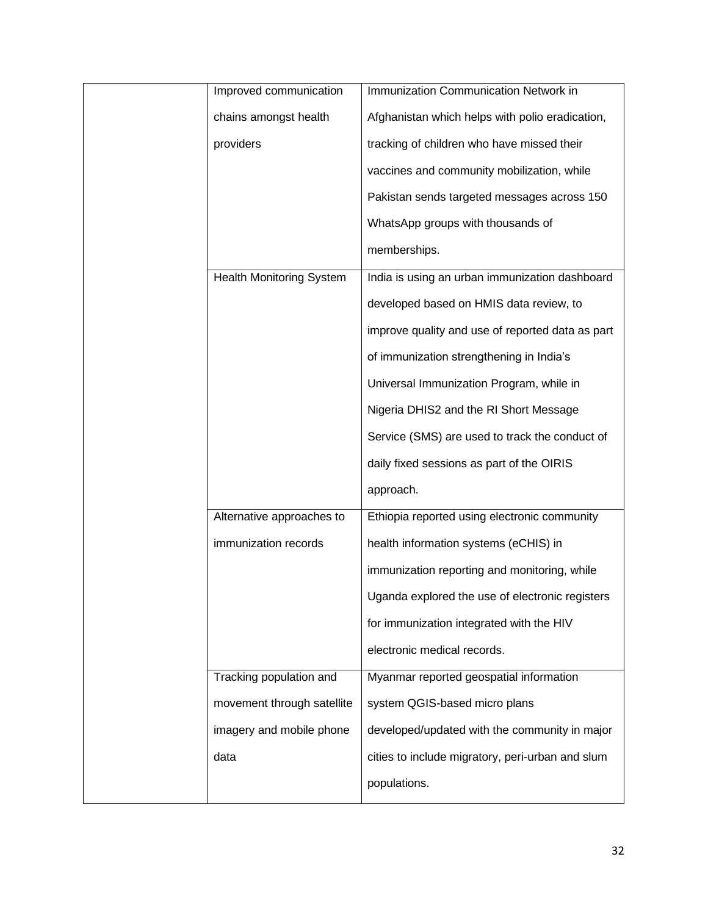| | | |
|---|---|---|
| | Improved communication chains amongst health providers | Immunization Communication Network in Afghanistan which helps with polio eradication, tracking of children who have missed their vaccines and community mobilization, while Pakistan sends targeted messages across 150 WhatsApp groups with thousands of memberships. |
| | Health Monitoring System | India is using an urban immunization dashboard developed based on HMIS data review, to improve quality and use of reported data as part of immunization strengthening in India's Universal Immunization Program, while in Nigeria DHIS2 and the RI Short Message Service (SMS) are used to track the conduct of daily fixed sessions as part of the OIRIS approach. |
| | Alternative approaches to immunization records | Ethiopia reported using electronic community health information systems (eCHIS) in immunization reporting and monitoring, while Uganda explored the use of electronic registers for immunization integrated with the HIV electronic medical records. |
| | Tracking population and movement through satellite imagery and mobile phone data | Myanmar reported geospatial information system QGIS-based micro plans developed/updated with the community in major cities to include migratory, peri-urban and slum populations. |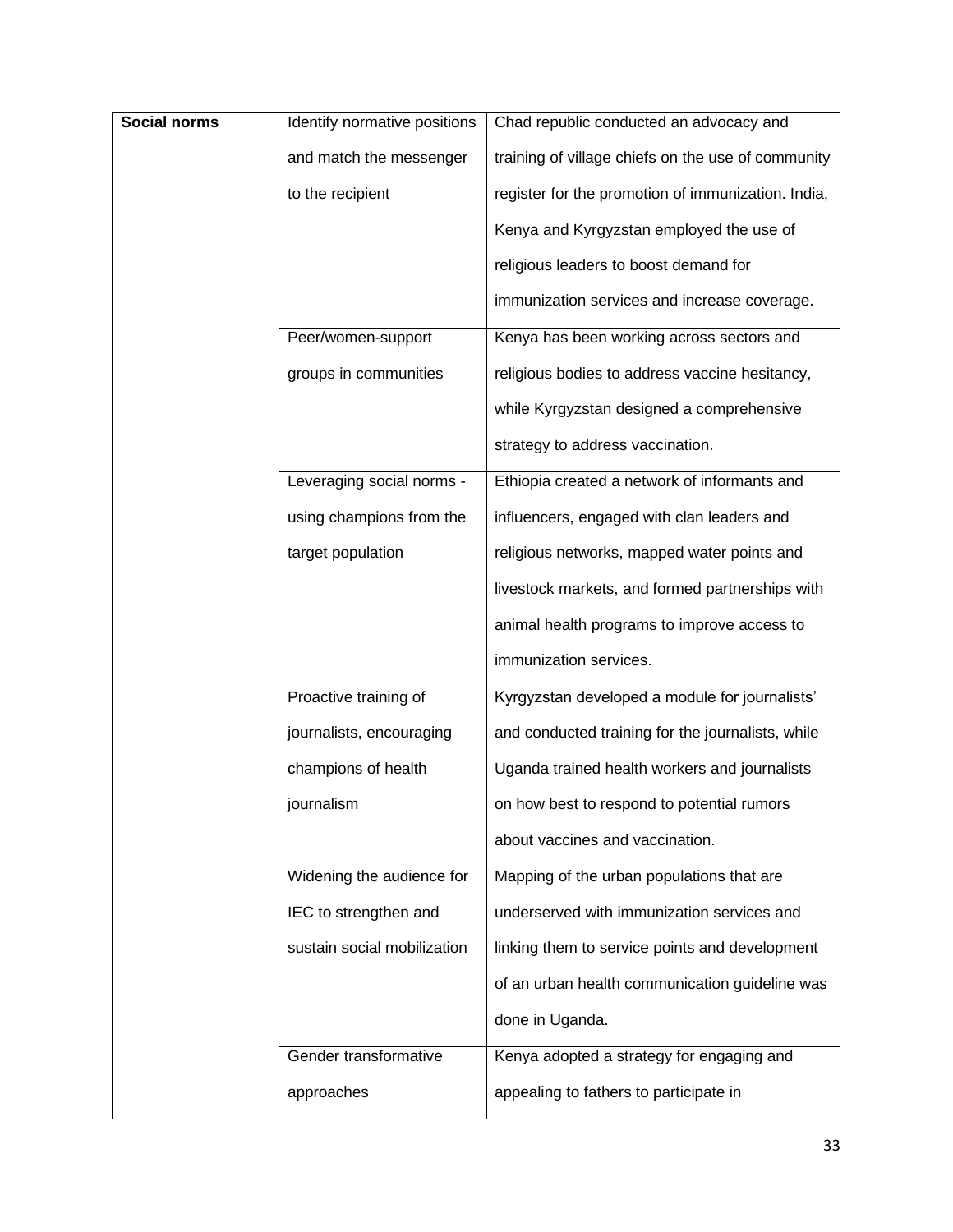| Social norms | Identify normative positions and match the messenger to the recipient | Chad republic conducted an advocacy and training of village chiefs on the use of community register for the promotion of immunization. India, Kenya and Kyrgyzstan employed the use of religious leaders to boost demand for immunization services and increase coverage. |
|---|---|---|
| | Peer/women-support groups in communities | Kenya has been working across sectors and religious bodies to address vaccine hesitancy, while Kyrgyzstan designed a comprehensive strategy to address vaccination. |
| | Leveraging social norms - using champions from the target population | Ethiopia created a network of informants and influencers, engaged with clan leaders and religious networks, mapped water points and livestock markets, and formed partnerships with animal health programs to improve access to immunization services. |
| | Proactive training of journalists, encouraging champions of health journalism | Kyrgyzstan developed a module for journalists' and conducted training for the journalists, while Uganda trained health workers and journalists on how best to respond to potential rumors about vaccines and vaccination. |
| | Widening the audience for IEC to strengthen and sustain social mobilization | Mapping of the urban populations that are underserved with immunization services and linking them to service points and development of an urban health communication guideline was done in Uganda. |
| | Gender transformative approaches | Kenya adopted a strategy for engaging and appealing to fathers to participate in |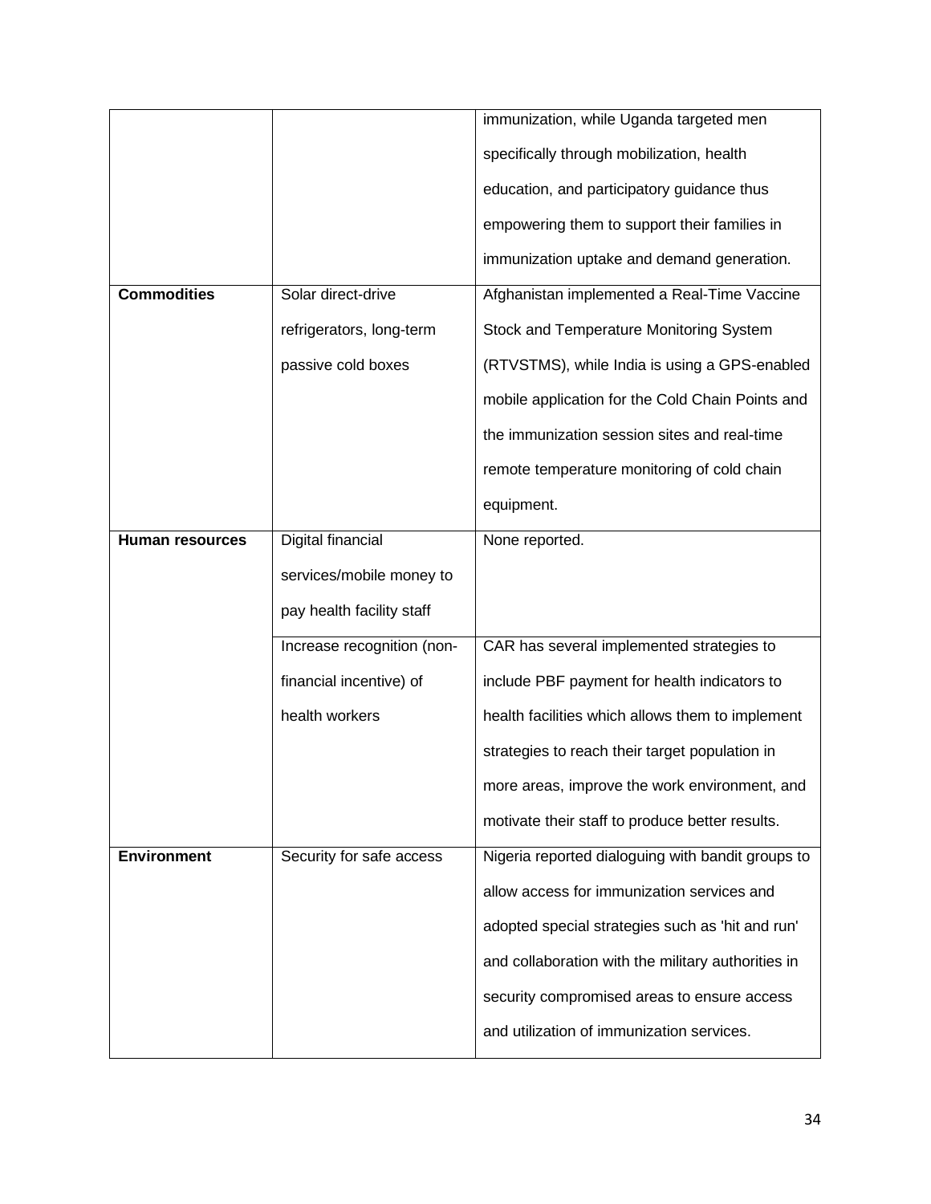| | | |
|---|---|---|
| | | immunization, while Uganda targeted men specifically through mobilization, health education, and participatory guidance thus empowering them to support their families in immunization uptake and demand generation. |
| **Commodities** | Solar direct-drive refrigerators, long-term passive cold boxes | Afghanistan implemented a Real-Time Vaccine Stock and Temperature Monitoring System (RTVSTMS), while India is using a GPS-enabled mobile application for the Cold Chain Points and the immunization session sites and real-time remote temperature monitoring of cold chain equipment. |
| **Human resources** | Digital financial services/mobile money to pay health facility staff | None reported. |
| | Increase recognition (non-financial incentive) of health workers | CAR has several implemented strategies to include PBF payment for health indicators to health facilities which allows them to implement strategies to reach their target population in more areas, improve the work environment, and motivate their staff to produce better results. |
| **Environment** | Security for safe access | Nigeria reported dialoguing with bandit groups to allow access for immunization services and adopted special strategies such as 'hit and run' and collaboration with the military authorities in security compromised areas to ensure access and utilization of immunization services. |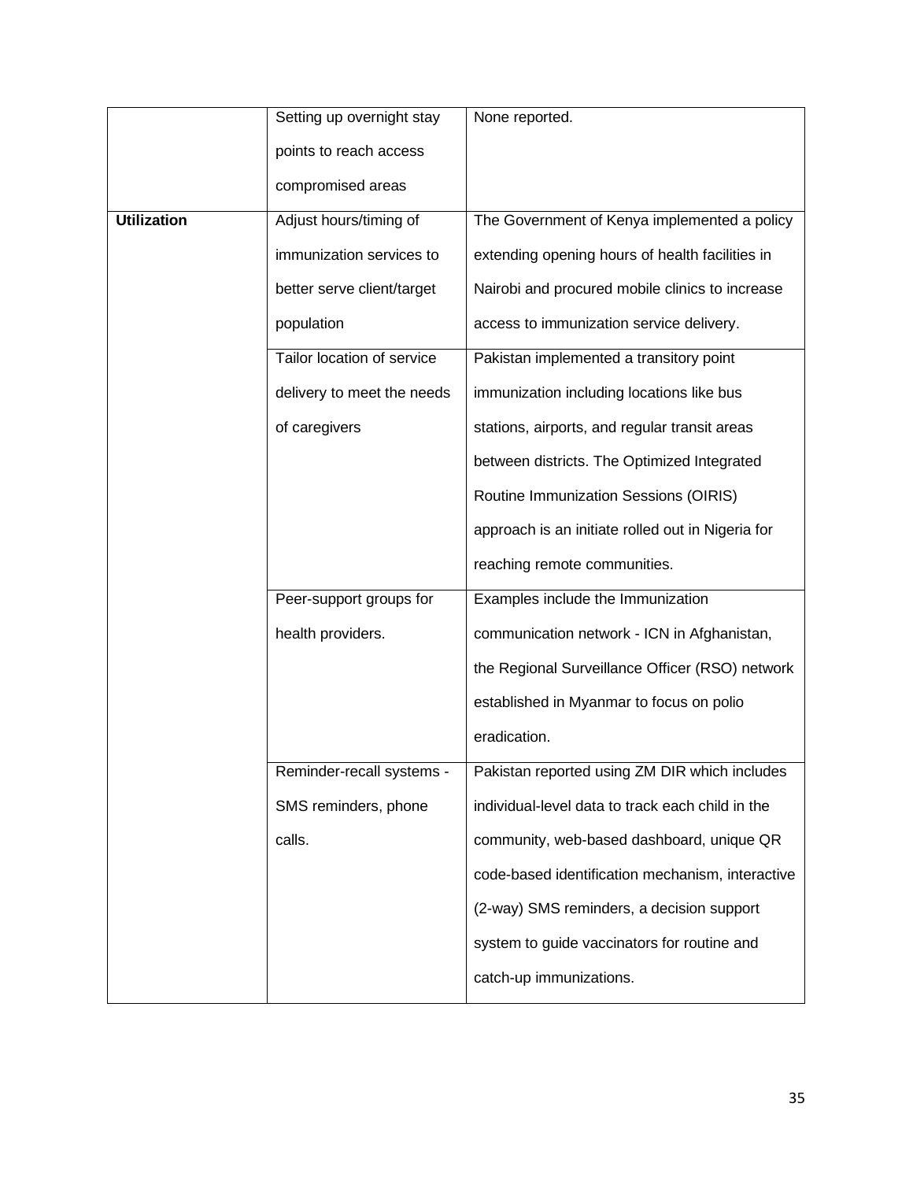| | | |
|---|---|---|
| | Setting up overnight stay points to reach access compromised areas | None reported. |
| **Utilization** | Adjust hours/timing of immunization services to better serve client/target population | The Government of Kenya implemented a policy extending opening hours of health facilities in Nairobi and procured mobile clinics to increase access to immunization service delivery. |
| | Tailor location of service delivery to meet the needs of caregivers | Pakistan implemented a transitory point immunization including locations like bus stations, airports, and regular transit areas between districts. The Optimized Integrated Routine Immunization Sessions (OIRIS) approach is an initiate rolled out in Nigeria for reaching remote communities. |
| | Peer-support groups for health providers. | Examples include the Immunization communication network - ICN in Afghanistan, the Regional Surveillance Officer (RSO) network established in Myanmar to focus on polio eradication. |
| | Reminder-recall systems - SMS reminders, phone calls. | Pakistan reported using ZM DIR which includes individual-level data to track each child in the community, web-based dashboard, unique QR code-based identification mechanism, interactive (2-way) SMS reminders, a decision support system to guide vaccinators for routine and catch-up immunizations. |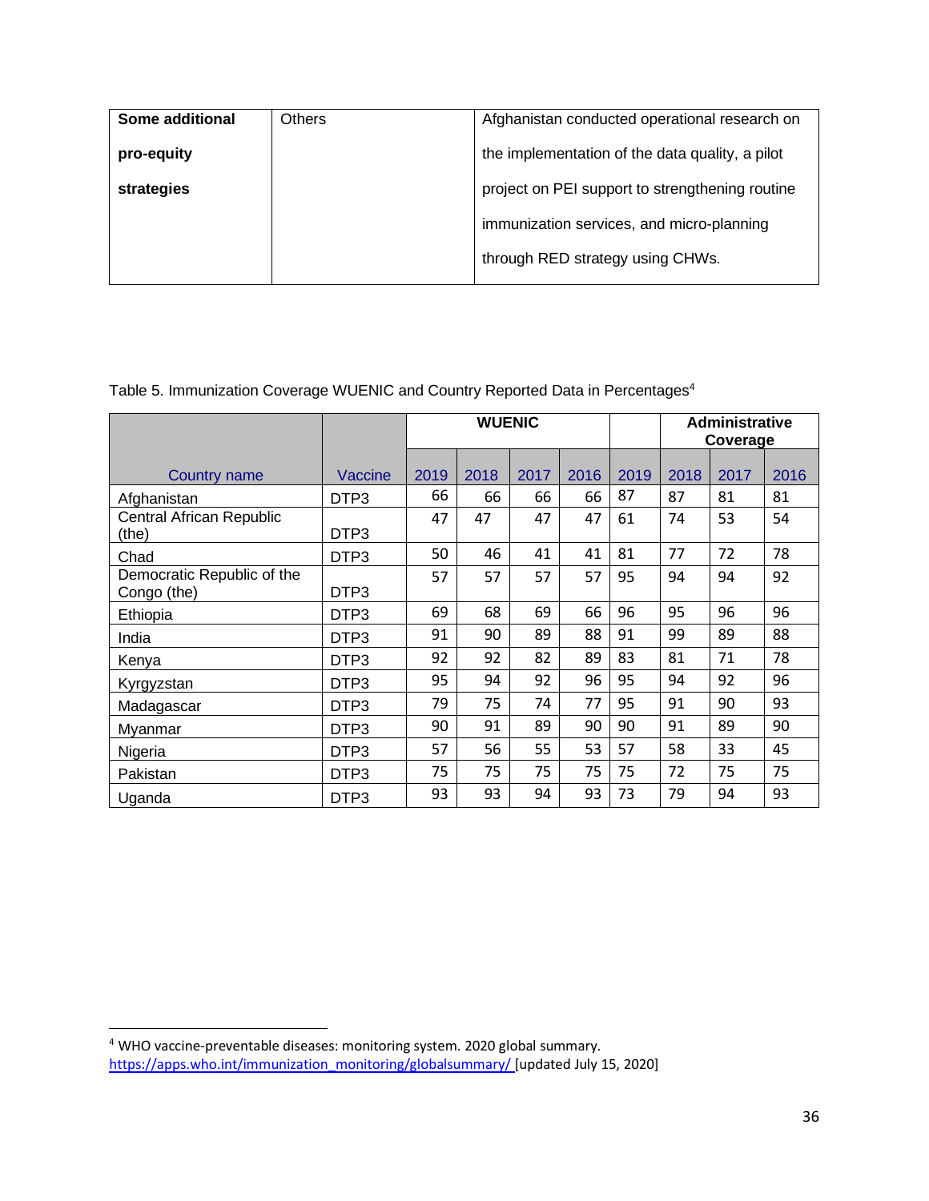| | | |
|---|---|---|
| **Some additional pro-equity strategies** | Others | Afghanistan conducted operational research on the implementation of the data quality, a pilot project on PEI support to strengthening routine immunization services, and micro-planning through RED strategy using CHWs. |

Table 5. Immunization Coverage WUENIC and Country Reported Data in Percentages[4]

| Country name | Vaccine | WUENIC | | | | Administrative Coverage | | | |
|---|---|---|---|---|---|---|---|---|---|
| | | 2019 | 2018 | 2017 | 2016 | 2019 | 2018 | 2017 | 2016 |
| Afghanistan | DTP3 | 66 | 66 | 66 | 66 | 87 | 87 | 81 | 81 |
| Central African Republic (the) | DTP3 | 47 | 47 | 47 | 47 | 61 | 74 | 53 | 54 |
| Chad | DTP3 | 50 | 46 | 41 | 41 | 81 | 77 | 72 | 78 |
| Democratic Republic of the Congo (the) | DTP3 | 57 | 57 | 57 | 57 | 95 | 94 | 94 | 92 |
| Ethiopia | DTP3 | 69 | 68 | 69 | 66 | 96 | 95 | 96 | 96 |
| India | DTP3 | 91 | 90 | 89 | 88 | 91 | 99 | 89 | 88 |
| Kenya | DTP3 | 92 | 92 | 82 | 89 | 83 | 81 | 71 | 78 |
| Kyrgyzstan | DTP3 | 95 | 94 | 92 | 96 | 95 | 94 | 92 | 96 |
| Madagascar | DTP3 | 79 | 75 | 74 | 77 | 95 | 91 | 90 | 93 |
| Myanmar | DTP3 | 90 | 91 | 89 | 90 | 90 | 91 | 89 | 90 |
| Nigeria | DTP3 | 57 | 56 | 55 | 53 | 57 | 58 | 33 | 45 |
| Pakistan | DTP3 | 75 | 75 | 75 | 75 | 75 | 72 | 75 | 75 |
| Uganda | DTP3 | 93 | 93 | 94 | 93 | 73 | 79 | 94 | 93 |

[4] WHO vaccine-preventable diseases: monitoring system. 2020 global summary. https://apps.who.int/immunization_monitoring/globalsummary/ [updated July 15, 2020]